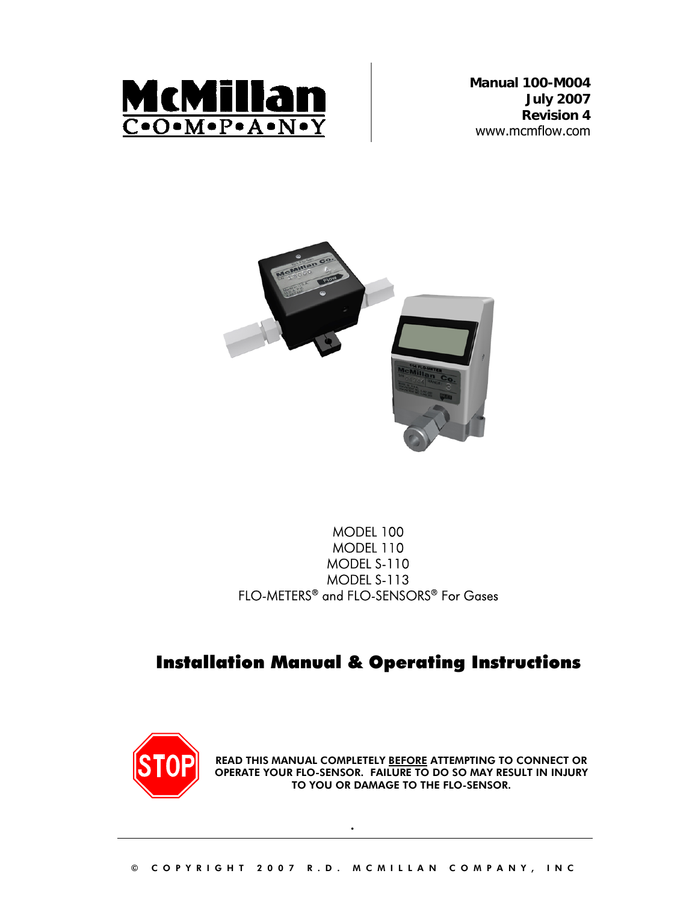McMillan COMPANY

**Manual 100-M004**
**July 2007**
**Revision 4**
www.mcmflow.com

MODEL 100
MODEL 110
MODEL S-110
MODEL S-113
FLO-METERS® and FLO-SENSORS® For Gases

# Installation Manual & Operating Instructions

STOP

**READ THIS MANUAL COMPLETELY BEFORE ATTEMPTING TO CONNECT OR OPERATE YOUR FLO-SENSOR. FAILURE TO DO SO MAY RESULT IN INJURY TO YOU OR DAMAGE TO THE FLO-SENSOR.**

© COPYRIGHT 2007 R.D. MCMILLAN COMPANY, INC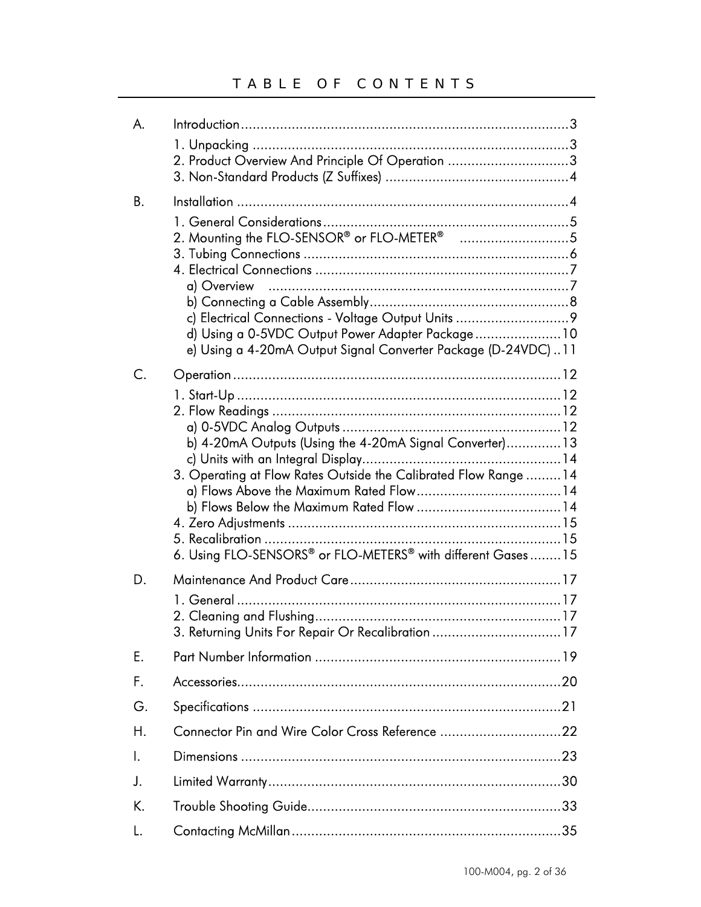# TABLE OF CONTENTS

A. Introduction....................................................................................3

1. Unpacking ................................................................................3
2. Product Overview And Principle Of Operation ...............................3
3. Non-Standard Products (Z Suffixes) ...............................................4

B. Installation .....................................................................................4

1. General Considerations...............................................................5
2. Mounting the FLO-SENSOR® or FLO-METER® ............................5
3. Tubing Connections ...................................................................6
4. Electrical Connections ................................................................7
   - a) Overview .............................................................................7
   - b) Connecting a Cable Assembly...................................................8
   - c) Electrical Connections - Voltage Output Units .............................9
   - d) Using a 0-5VDC Output Power Adapter Package ......................10
   - e) Using a 4-20mA Output Signal Converter Package (D-24VDC) ..11

C. Operation ....................................................................................12

1. Start-Up ...................................................................................12
2. Flow Readings ..........................................................................12
   - a) 0-5VDC Analog Outputs ........................................................12
   - b) 4-20mA Outputs (Using the 4-20mA Signal Converter)..............13
   - c) Units with an Integral Display...................................................14
3. Operating at Flow Rates Outside the Calibrated Flow Range .........14
   - a) Flows Above the Maximum Rated Flow.....................................14
   - b) Flows Below the Maximum Rated Flow .....................................14
4. Zero Adjustments ......................................................................15
5. Recalibration ............................................................................15
6. Using FLO-SENSORS® or FLO-METERS® with different Gases ........15

D. Maintenance And Product Care......................................................17

1. General ...................................................................................17
2. Cleaning and Flushing...............................................................17
3. Returning Units For Repair Or Recalibration .................................17

E. Part Number Information ...............................................................19

F. Accessories..................................................................................20

G. Specifications ...............................................................................21

H. Connector Pin and Wire Color Cross Reference ...............................22

I. Dimensions ..................................................................................23

J. Limited Warranty...........................................................................30

K. Trouble Shooting Guide.................................................................33

L. Contacting McMillan .....................................................................35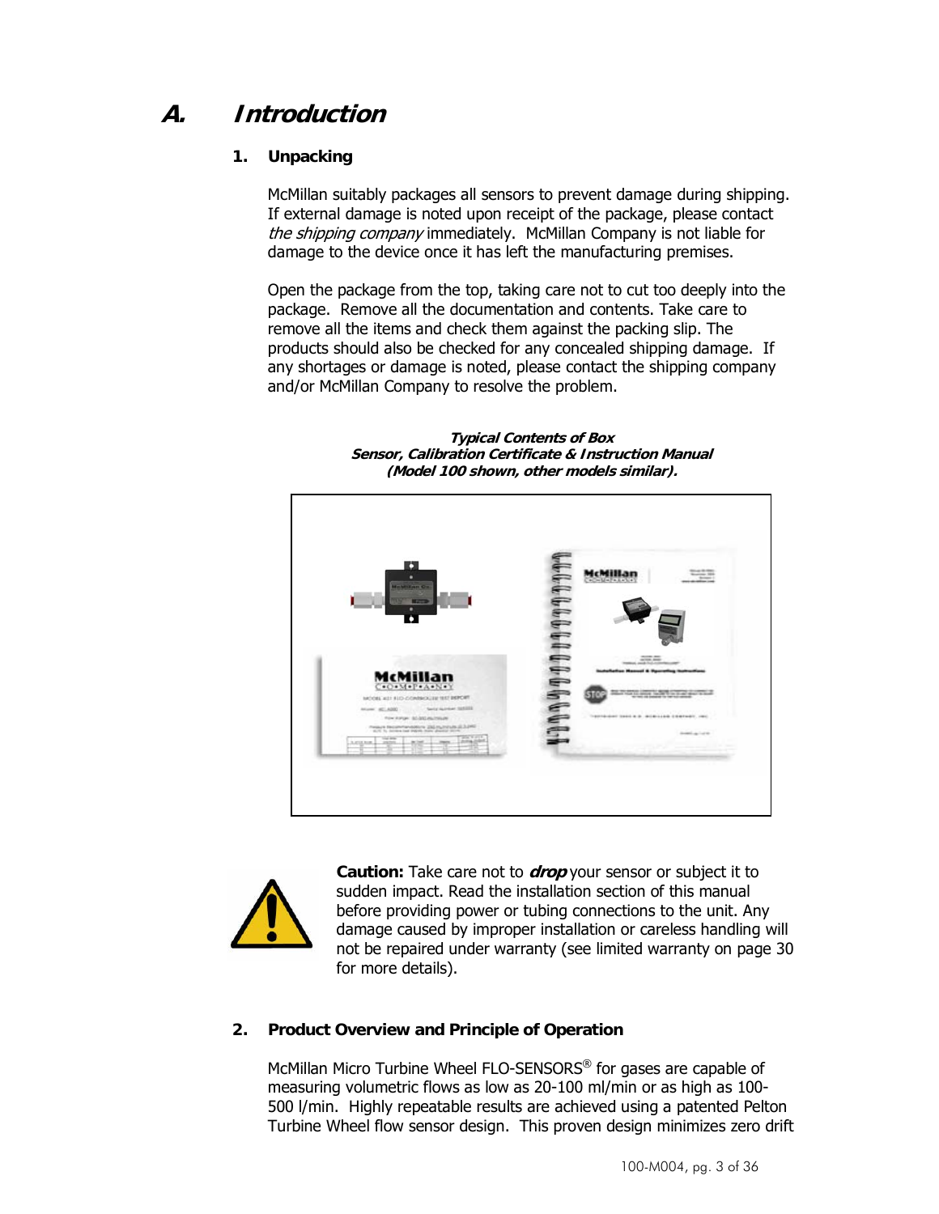# A. Introduction

## 1. Unpacking

McMillan suitably packages all sensors to prevent damage during shipping. If external damage is noted upon receipt of the package, please contact *the shipping company* immediately. McMillan Company is not liable for damage to the device once it has left the manufacturing premises.

Open the package from the top, taking care not to cut too deeply into the package. Remove all the documentation and contents. Take care to remove all the items and check them against the packing slip. The products should also be checked for any concealed shipping damage. If any shortages or damage is noted, please contact the shipping company and/or McMillan Company to resolve the problem.

***Typical Contents of Box***
***Sensor, Calibration Certificate & Instruction Manual***
***(Model 100 shown, other models similar).***

**Caution:** Take care not to ***drop*** your sensor or subject it to sudden impact. Read the installation section of this manual before providing power or tubing connections to the unit. Any damage caused by improper installation or careless handling will not be repaired under warranty (see limited warranty on page 30 for more details).

## 2. Product Overview and Principle of Operation

McMillan Micro Turbine Wheel FLO-SENSORS® for gases are capable of measuring volumetric flows as low as 20-100 ml/min or as high as 100-500 l/min. Highly repeatable results are achieved using a patented Pelton Turbine Wheel flow sensor design. This proven design minimizes zero drift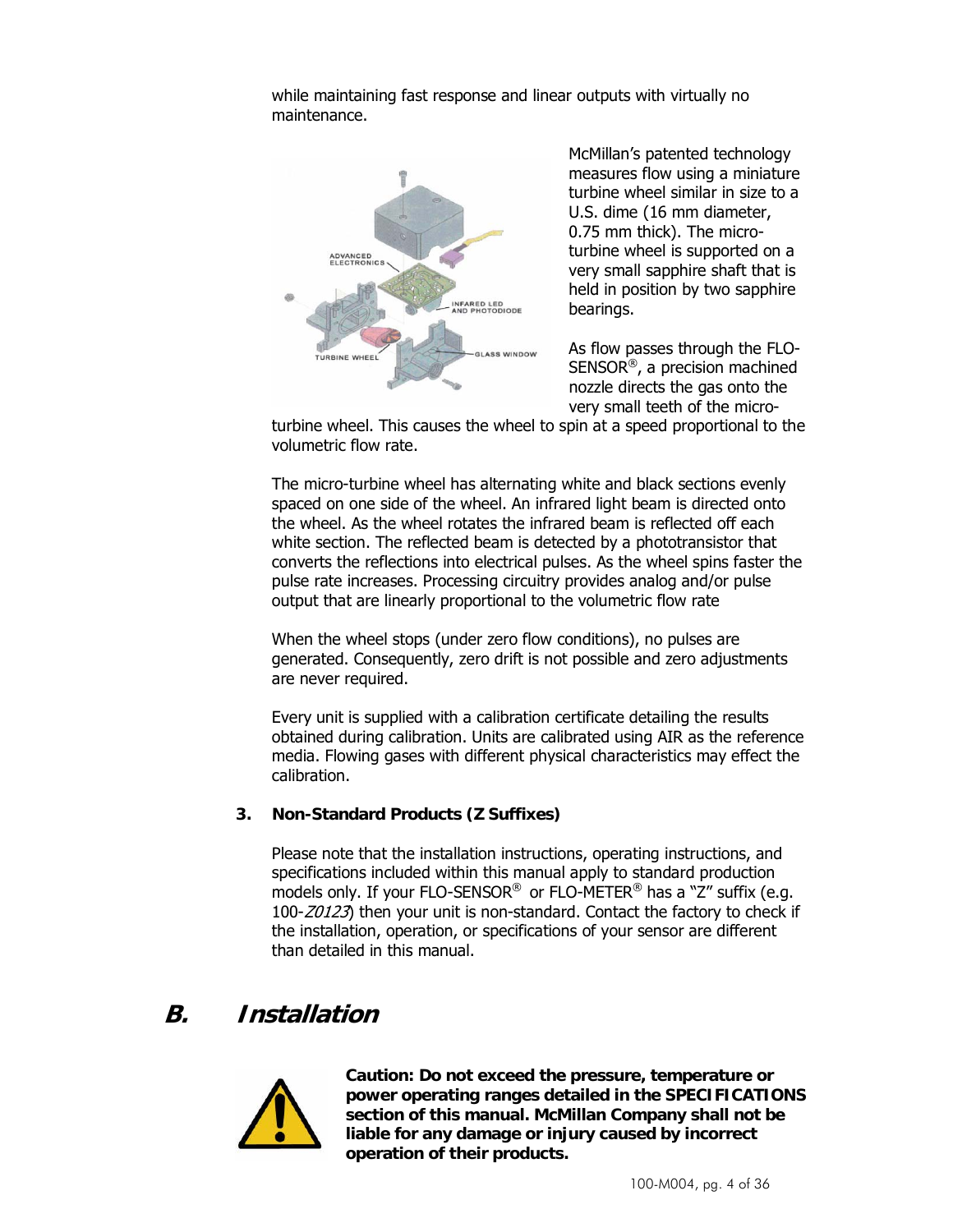while maintaining fast response and linear outputs with virtually no maintenance.

McMillan's patented technology measures flow using a miniature turbine wheel similar in size to a U.S. dime (16 mm diameter, 0.75 mm thick). The micro-turbine wheel is supported on a very small sapphire shaft that is held in position by two sapphire bearings.

As flow passes through the FLO-SENSOR®, a precision machined nozzle directs the gas onto the very small teeth of the micro-turbine wheel. This causes the wheel to spin at a speed proportional to the volumetric flow rate.

The micro-turbine wheel has alternating white and black sections evenly spaced on one side of the wheel. An infrared light beam is directed onto the wheel. As the wheel rotates the infrared beam is reflected off each white section. The reflected beam is detected by a phototransistor that converts the reflections into electrical pulses. As the wheel spins faster the pulse rate increases. Processing circuitry provides analog and/or pulse output that are linearly proportional to the volumetric flow rate

When the wheel stops (under zero flow conditions), no pulses are generated. Consequently, zero drift is not possible and zero adjustments are never required.

Every unit is supplied with a calibration certificate detailing the results obtained during calibration. Units are calibrated using AIR as the reference media. Flowing gases with different physical characteristics may effect the calibration.

### 3. Non-Standard Products (Z Suffixes)

Please note that the installation instructions, operating instructions, and specifications included within this manual apply to standard production models only. If your FLO-SENSOR® or FLO-METER® has a "Z" suffix (e.g. 100-*Z0123*) then your unit is non-standard. Contact the factory to check if the installation, operation, or specifications of your sensor are different than detailed in this manual.

## B. Installation

**Caution: Do not exceed the pressure, temperature or power operating ranges detailed in the SPECIFICATIONS section of this manual. McMillan Company shall not be liable for any damage or injury caused by incorrect operation of their products.**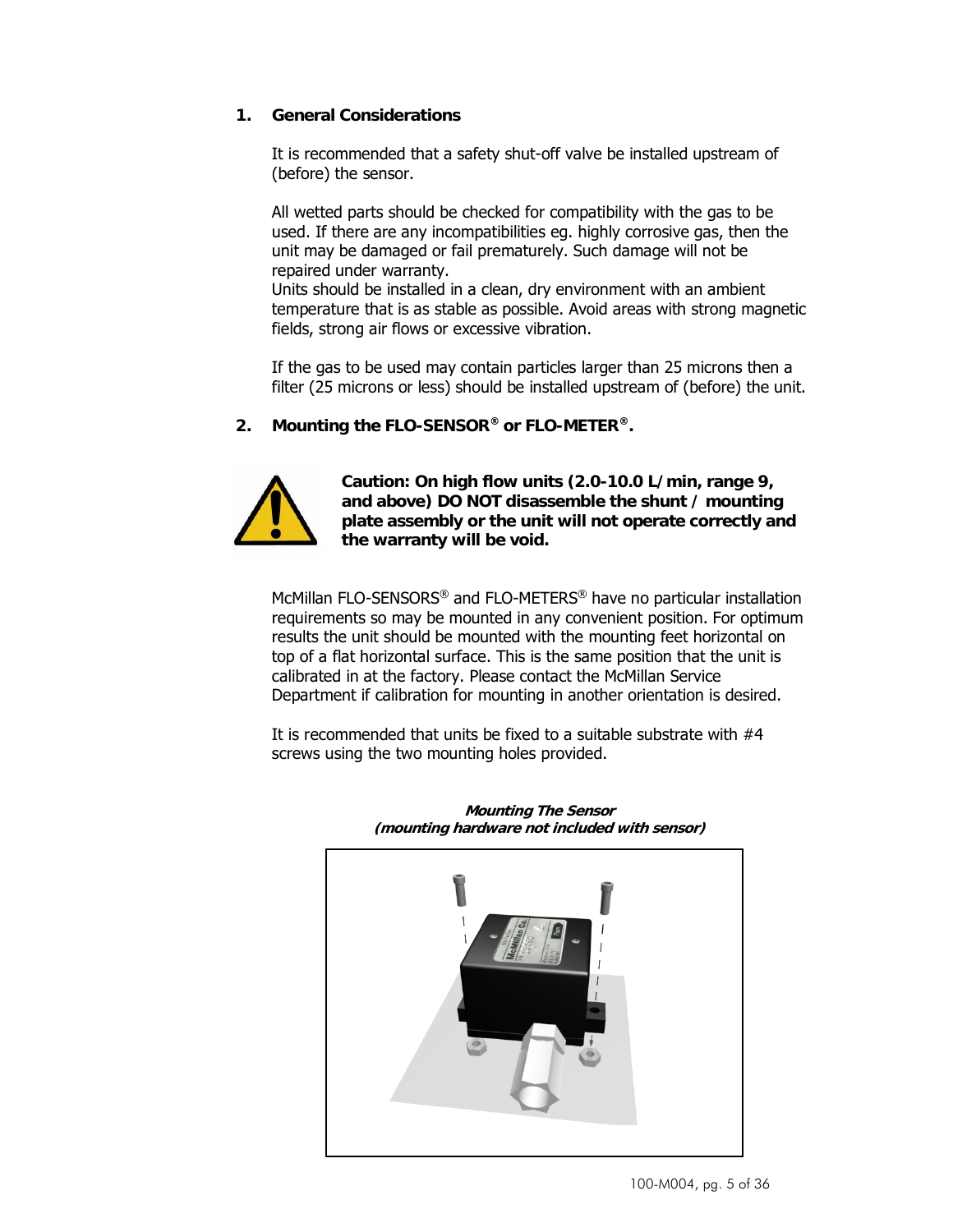## 1. General Considerations

It is recommended that a safety shut-off valve be installed upstream of (before) the sensor.

All wetted parts should be checked for compatibility with the gas to be used. If there are any incompatibilities eg. highly corrosive gas, then the unit may be damaged or fail prematurely. Such damage will not be repaired under warranty.
Units should be installed in a clean, dry environment with an ambient temperature that is as stable as possible. Avoid areas with strong magnetic fields, strong air flows or excessive vibration.

If the gas to be used may contain particles larger than 25 microns then a filter (25 microns or less) should be installed upstream of (before) the unit.

## 2. Mounting the FLO-SENSOR® or FLO-METER®.

**Caution: On high flow units (2.0-10.0 L/min, range 9, and above) DO NOT disassemble the shunt / mounting plate assembly or the unit will not operate correctly and the warranty will be void.**

McMillan FLO-SENSORS® and FLO-METERS® have no particular installation requirements so may be mounted in any convenient position. For optimum results the unit should be mounted with the mounting feet horizontal on top of a flat horizontal surface. This is the same position that the unit is calibrated in at the factory. Please contact the McMillan Service Department if calibration for mounting in another orientation is desired.

It is recommended that units be fixed to a suitable substrate with #4 screws using the two mounting holes provided.

***Mounting The Sensor***
***(mounting hardware not included with sensor)***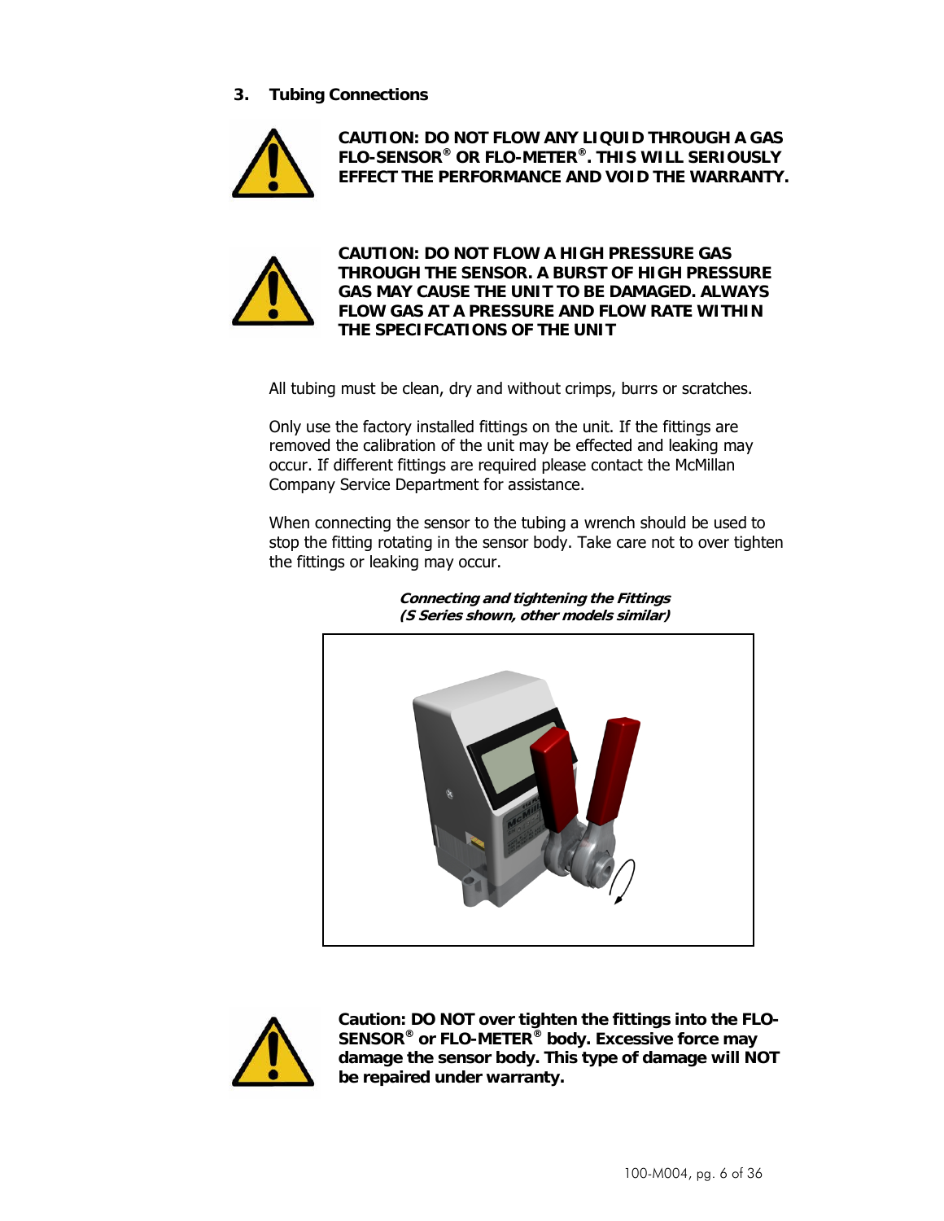## 3. Tubing Connections

**CAUTION: DO NOT FLOW ANY LIQUID THROUGH A GAS FLO-SENSOR® OR FLO-METER®. THIS WILL SERIOUSLY EFFECT THE PERFORMANCE AND VOID THE WARRANTY.**

**CAUTION: DO NOT FLOW A HIGH PRESSURE GAS THROUGH THE SENSOR. A BURST OF HIGH PRESSURE GAS MAY CAUSE THE UNIT TO BE DAMAGED. ALWAYS FLOW GAS AT A PRESSURE AND FLOW RATE WITHIN THE SPECIFCATIONS OF THE UNIT**

All tubing must be clean, dry and without crimps, burrs or scratches.

Only use the factory installed fittings on the unit. If the fittings are removed the calibration of the unit may be effected and leaking may occur. If different fittings are required please contact the McMillan Company Service Department for assistance.

When connecting the sensor to the tubing a wrench should be used to stop the fitting rotating in the sensor body. Take care not to over tighten the fittings or leaking may occur.

***Connecting and tightening the Fittings (S Series shown, other models similar)***

**Caution: DO NOT over tighten the fittings into the FLO-SENSOR® or FLO-METER® body. Excessive force may damage the sensor body. This type of damage will NOT be repaired under warranty.**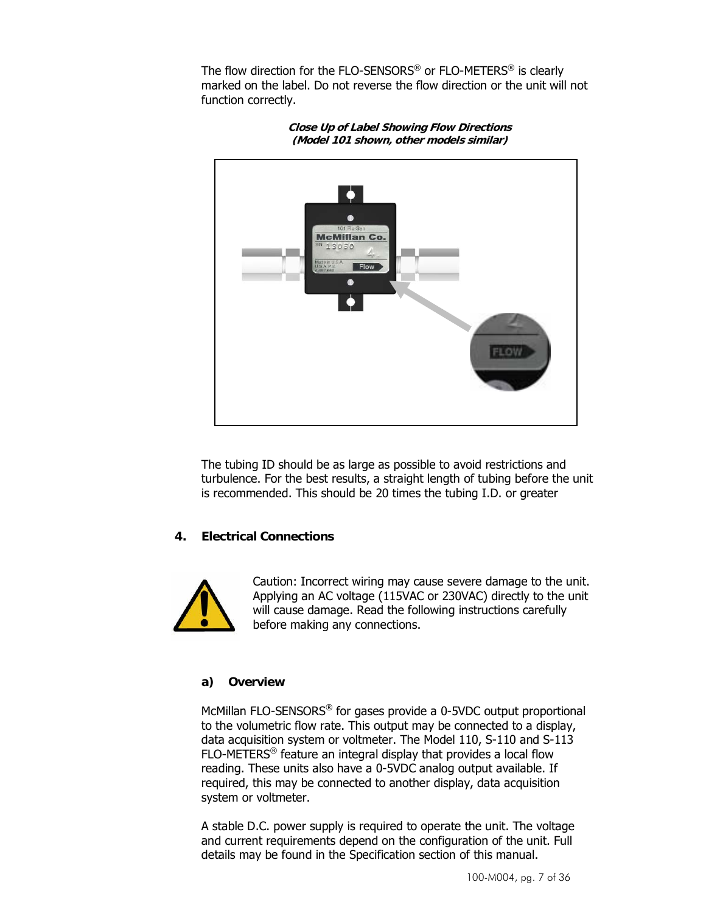The flow direction for the FLO-SENSORS® or FLO-METERS® is clearly marked on the label. Do not reverse the flow direction or the unit will not function correctly.

***Close Up of Label Showing Flow Directions***
***(Model 101 shown, other models similar)***

The tubing ID should be as large as possible to avoid restrictions and turbulence. For the best results, a straight length of tubing before the unit is recommended. This should be 20 times the tubing I.D. or greater

## 4. Electrical Connections

Caution: Incorrect wiring may cause severe damage to the unit. Applying an AC voltage (115VAC or 230VAC) directly to the unit will cause damage. Read the following instructions carefully before making any connections.

### a) Overview

McMillan FLO-SENSORS® for gases provide a 0-5VDC output proportional to the volumetric flow rate. This output may be connected to a display, data acquisition system or voltmeter. The Model 110, S-110 and S-113 FLO-METERS® feature an integral display that provides a local flow reading. These units also have a 0-5VDC analog output available. If required, this may be connected to another display, data acquisition system or voltmeter.

A stable D.C. power supply is required to operate the unit. The voltage and current requirements depend on the configuration of the unit. Full details may be found in the Specification section of this manual.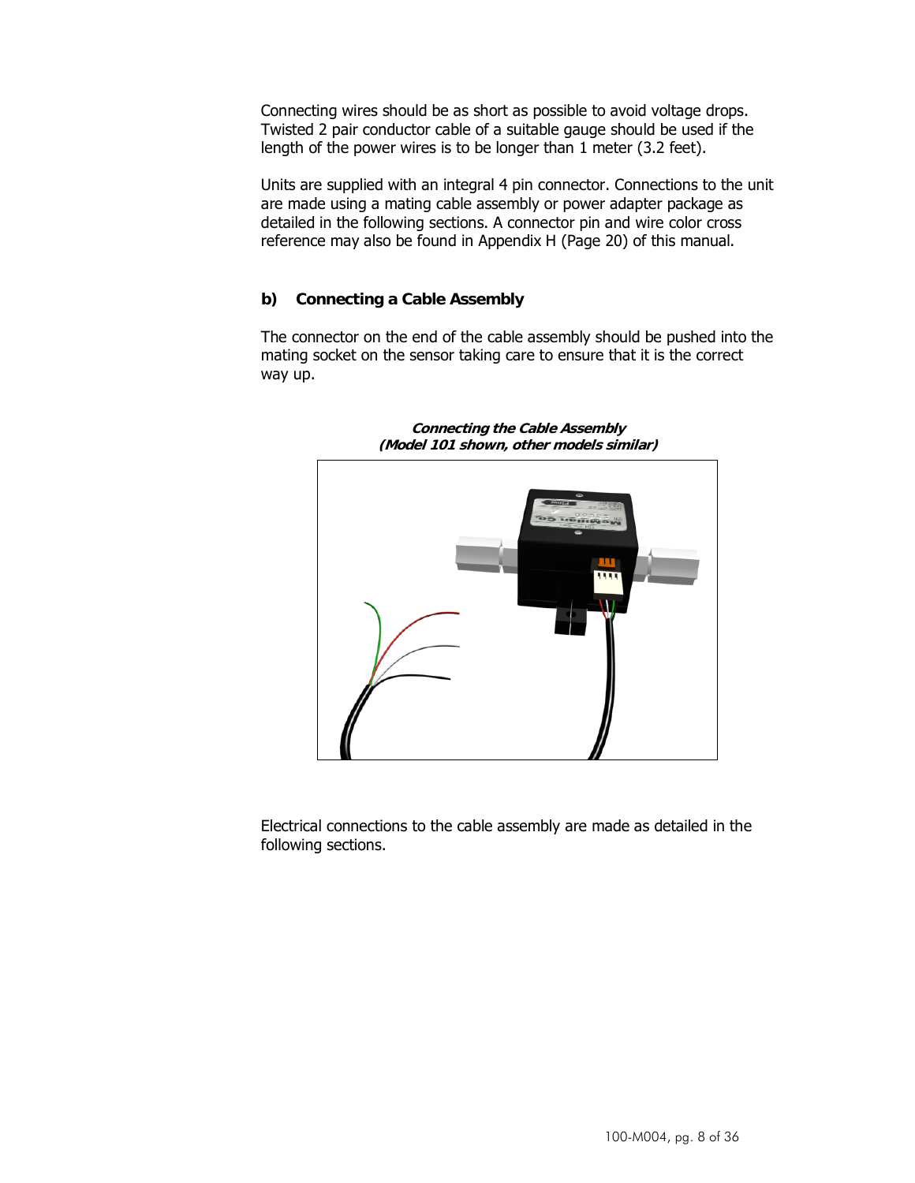Connecting wires should be as short as possible to avoid voltage drops. Twisted 2 pair conductor cable of a suitable gauge should be used if the length of the power wires is to be longer than 1 meter (3.2 feet).

Units are supplied with an integral 4 pin connector. Connections to the unit are made using a mating cable assembly or power adapter package as detailed in the following sections. A connector pin and wire color cross reference may also be found in Appendix H (Page 20) of this manual.

### b) Connecting a Cable Assembly

The connector on the end of the cable assembly should be pushed into the mating socket on the sensor taking care to ensure that it is the correct way up.

***Connecting the Cable Assembly***
***(Model 101 shown, other models similar)***

Electrical connections to the cable assembly are made as detailed in the following sections.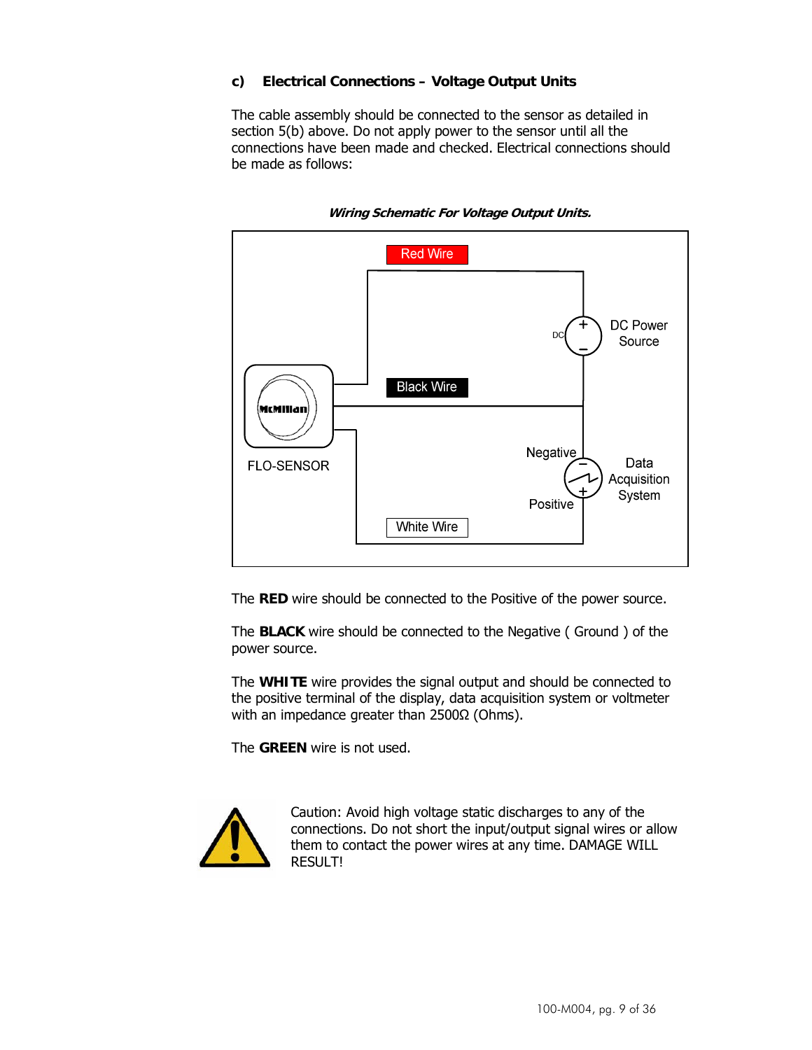### c) Electrical Connections – Voltage Output Units

The cable assembly should be connected to the sensor as detailed in section 5(b) above. Do not apply power to the sensor until all the connections have been made and checked. Electrical connections should be made as follows:

***Wiring Schematic For Voltage Output Units.***

The **RED** wire should be connected to the Positive of the power source.

The **BLACK** wire should be connected to the Negative ( Ground ) of the power source.

The **WHITE** wire provides the signal output and should be connected to the positive terminal of the display, data acquisition system or voltmeter with an impedance greater than 2500Ω (Ohms).

The **GREEN** wire is not used.

Caution: Avoid high voltage static discharges to any of the connections. Do not short the input/output signal wires or allow them to contact the power wires at any time. DAMAGE WILL RESULT!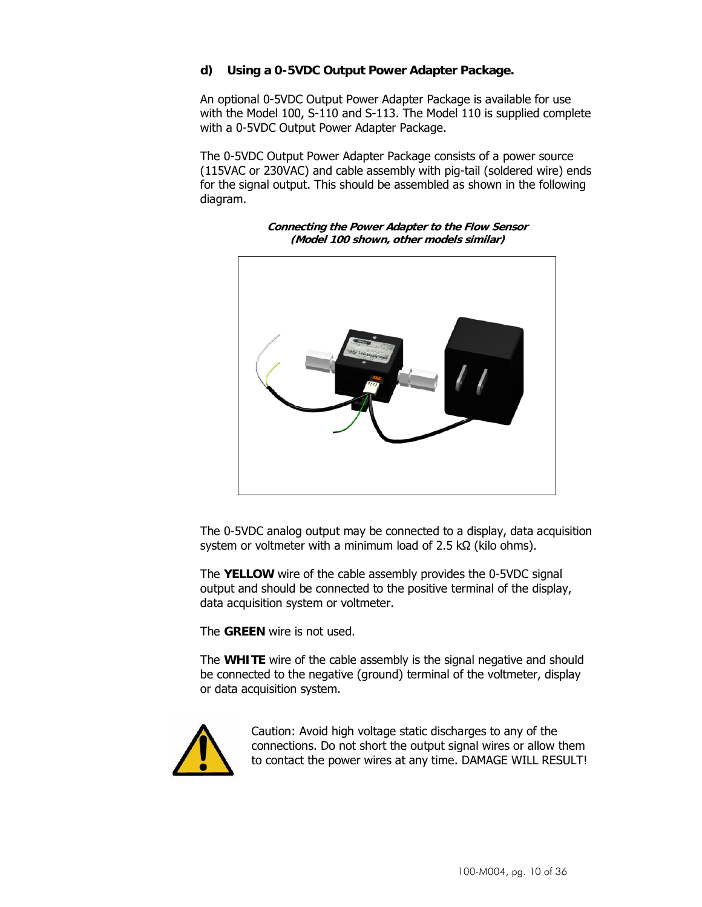### d) Using a 0-5VDC Output Power Adapter Package.

An optional 0-5VDC Output Power Adapter Package is available for use with the Model 100, S-110 and S-113. The Model 110 is supplied complete with a 0-5VDC Output Power Adapter Package.

The 0-5VDC Output Power Adapter Package consists of a power source (115VAC or 230VAC) and cable assembly with pig-tail (soldered wire) ends for the signal output. This should be assembled as shown in the following diagram.

***Connecting the Power Adapter to the Flow Sensor***
***(Model 100 shown, other models similar)***

The 0-5VDC analog output may be connected to a display, data acquisition system or voltmeter with a minimum load of 2.5 kΩ (kilo ohms).

The **YELLOW** wire of the cable assembly provides the 0-5VDC signal output and should be connected to the positive terminal of the display, data acquisition system or voltmeter.

The **GREEN** wire is not used.

The **WHITE** wire of the cable assembly is the signal negative and should be connected to the negative (ground) terminal of the voltmeter, display or data acquisition system.

Caution: Avoid high voltage static discharges to any of the connections. Do not short the output signal wires or allow them to contact the power wires at any time. DAMAGE WILL RESULT!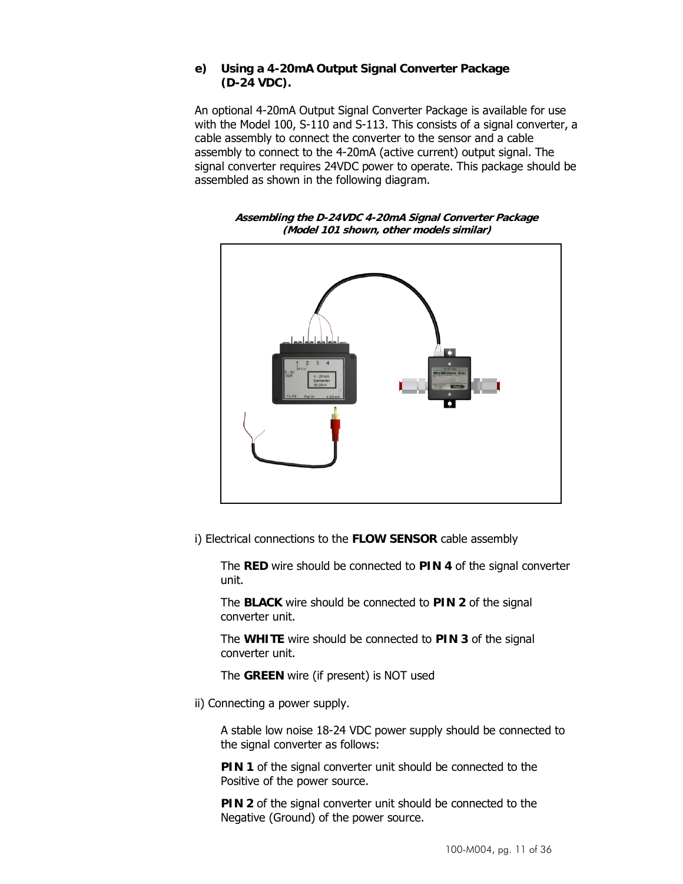### e) Using a 4-20mA Output Signal Converter Package (D-24 VDC).

An optional 4-20mA Output Signal Converter Package is available for use with the Model 100, S-110 and S-113. This consists of a signal converter, a cable assembly to connect the converter to the sensor and a cable assembly to connect to the 4-20mA (active current) output signal. The signal converter requires 24VDC power to operate. This package should be assembled as shown in the following diagram.

***Assembling the D-24VDC 4-20mA Signal Converter Package (Model 101 shown, other models similar)***

i) Electrical connections to the **FLOW SENSOR** cable assembly

The **RED** wire should be connected to **PIN 4** of the signal converter unit.

The **BLACK** wire should be connected to **PIN 2** of the signal converter unit.

The **WHITE** wire should be connected to **PIN 3** of the signal converter unit.

The **GREEN** wire (if present) is NOT used

ii) Connecting a power supply.

A stable low noise 18-24 VDC power supply should be connected to the signal converter as follows:

**PIN 1** of the signal converter unit should be connected to the Positive of the power source.

**PIN 2** of the signal converter unit should be connected to the Negative (Ground) of the power source.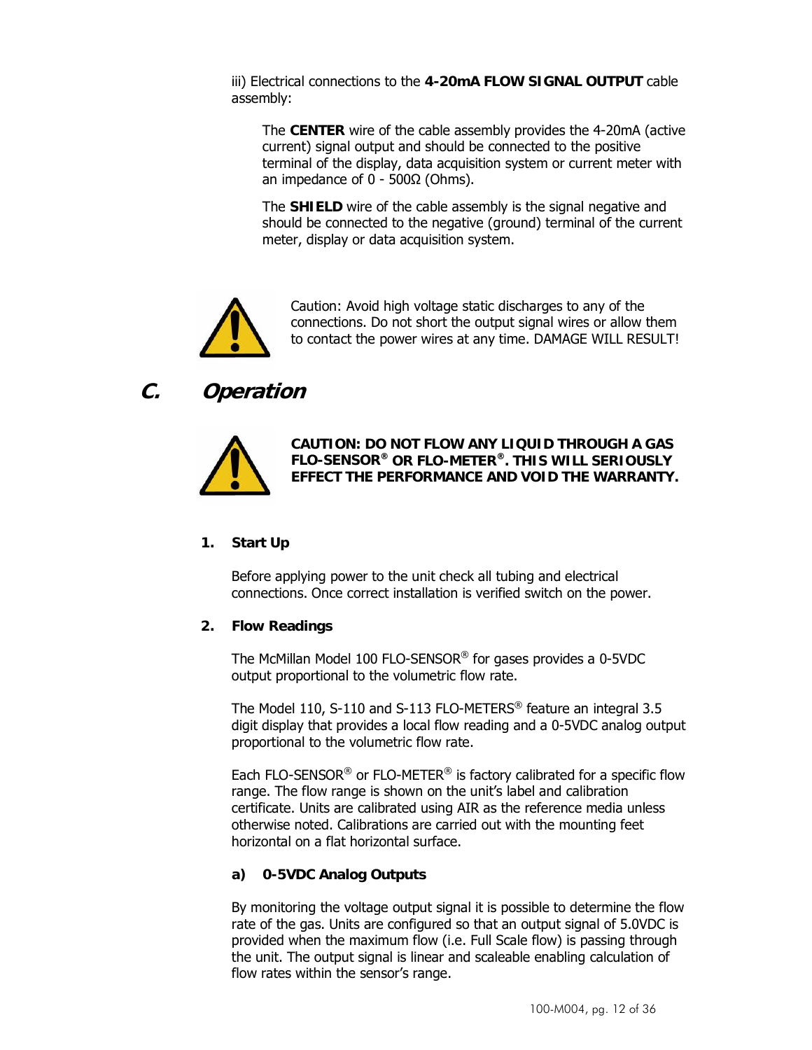iii) Electrical connections to the **4-20mA FLOW SIGNAL OUTPUT** cable assembly:

The **CENTER** wire of the cable assembly provides the 4-20mA (active current) signal output and should be connected to the positive terminal of the display, data acquisition system or current meter with an impedance of 0 - 500Ω (Ohms).

The **SHIELD** wire of the cable assembly is the signal negative and should be connected to the negative (ground) terminal of the current meter, display or data acquisition system.

Caution: Avoid high voltage static discharges to any of the connections. Do not short the output signal wires or allow them to contact the power wires at any time. DAMAGE WILL RESULT!

## *C. Operation*

**CAUTION: DO NOT FLOW ANY LIQUID THROUGH A GAS FLO-SENSOR® OR FLO-METER®. THIS WILL SERIOUSLY EFFECT THE PERFORMANCE AND VOID THE WARRANTY.**

### 1. Start Up

Before applying power to the unit check all tubing and electrical connections. Once correct installation is verified switch on the power.

### 2. Flow Readings

The McMillan Model 100 FLO-SENSOR® for gases provides a 0-5VDC output proportional to the volumetric flow rate.

The Model 110, S-110 and S-113 FLO-METERS® feature an integral 3.5 digit display that provides a local flow reading and a 0-5VDC analog output proportional to the volumetric flow rate.

Each FLO-SENSOR® or FLO-METER® is factory calibrated for a specific flow range. The flow range is shown on the unit's label and calibration certificate. Units are calibrated using AIR as the reference media unless otherwise noted. Calibrations are carried out with the mounting feet horizontal on a flat horizontal surface.

#### a) 0-5VDC Analog Outputs

By monitoring the voltage output signal it is possible to determine the flow rate of the gas. Units are configured so that an output signal of 5.0VDC is provided when the maximum flow (i.e. Full Scale flow) is passing through the unit. The output signal is linear and scaleable enabling calculation of flow rates within the sensor's range.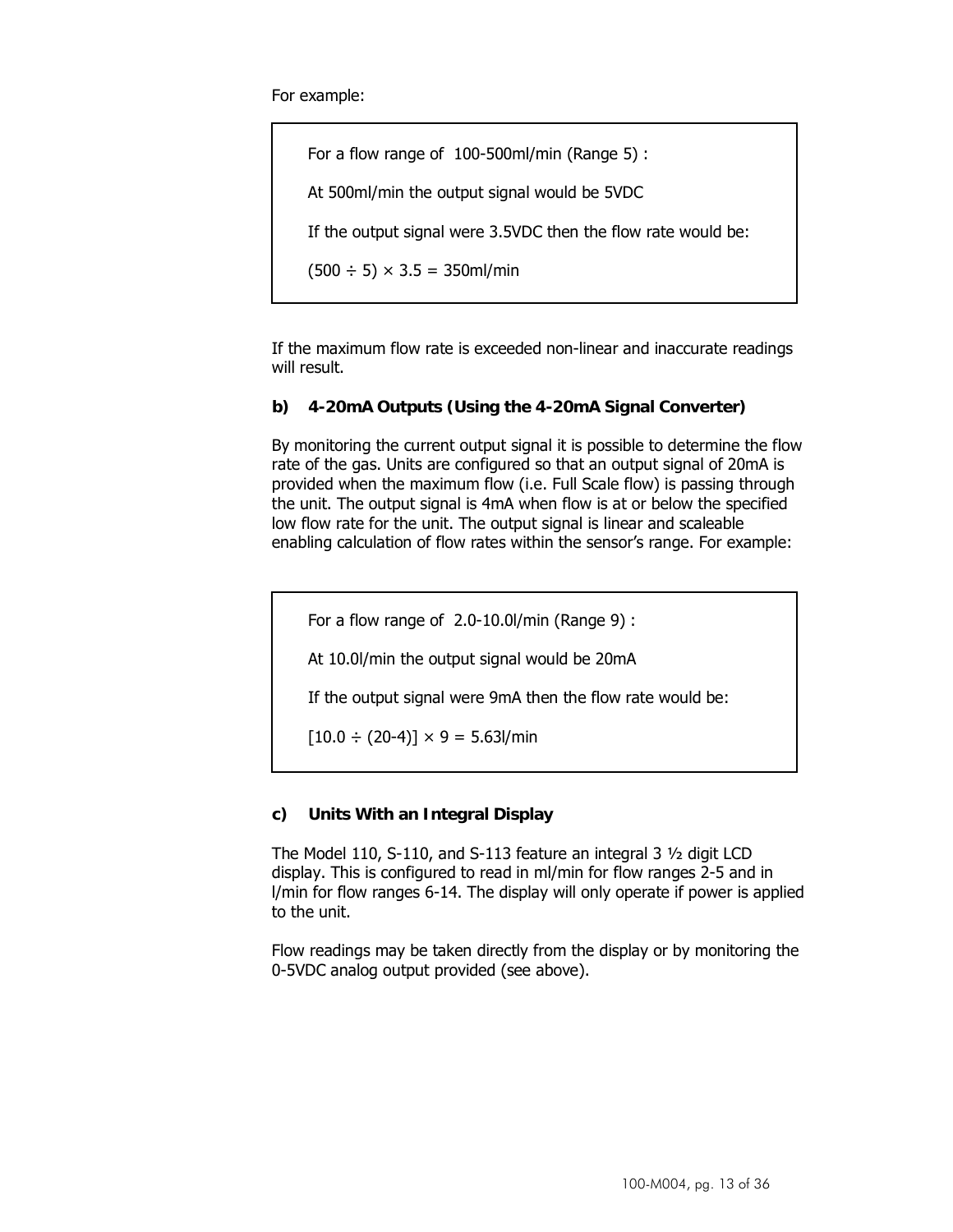For example:

> For a flow range of 100-500ml/min (Range 5) :
>
> At 500ml/min the output signal would be 5VDC
>
> If the output signal were 3.5VDC then the flow rate would be:
>
> $(500 \div 5) \times 3.5 = 350$ml/min

If the maximum flow rate is exceeded non-linear and inaccurate readings will result.

### b) 4-20mA Outputs (Using the 4-20mA Signal Converter)

By monitoring the current output signal it is possible to determine the flow rate of the gas. Units are configured so that an output signal of 20mA is provided when the maximum flow (i.e. Full Scale flow) is passing through the unit. The output signal is 4mA when flow is at or below the specified low flow rate for the unit. The output signal is linear and scaleable enabling calculation of flow rates within the sensor's range. For example:

> For a flow range of 2.0-10.0l/min (Range 9) :
>
> At 10.0l/min the output signal would be 20mA
>
> If the output signal were 9mA then the flow rate would be:
>
> $[10.0 \div (20\text{-}4)] \times 9 = 5.63$l/min

### c) Units With an Integral Display

The Model 110, S-110, and S-113 feature an integral 3 ½ digit LCD display. This is configured to read in ml/min for flow ranges 2-5 and in l/min for flow ranges 6-14. The display will only operate if power is applied to the unit.

Flow readings may be taken directly from the display or by monitoring the 0-5VDC analog output provided (see above).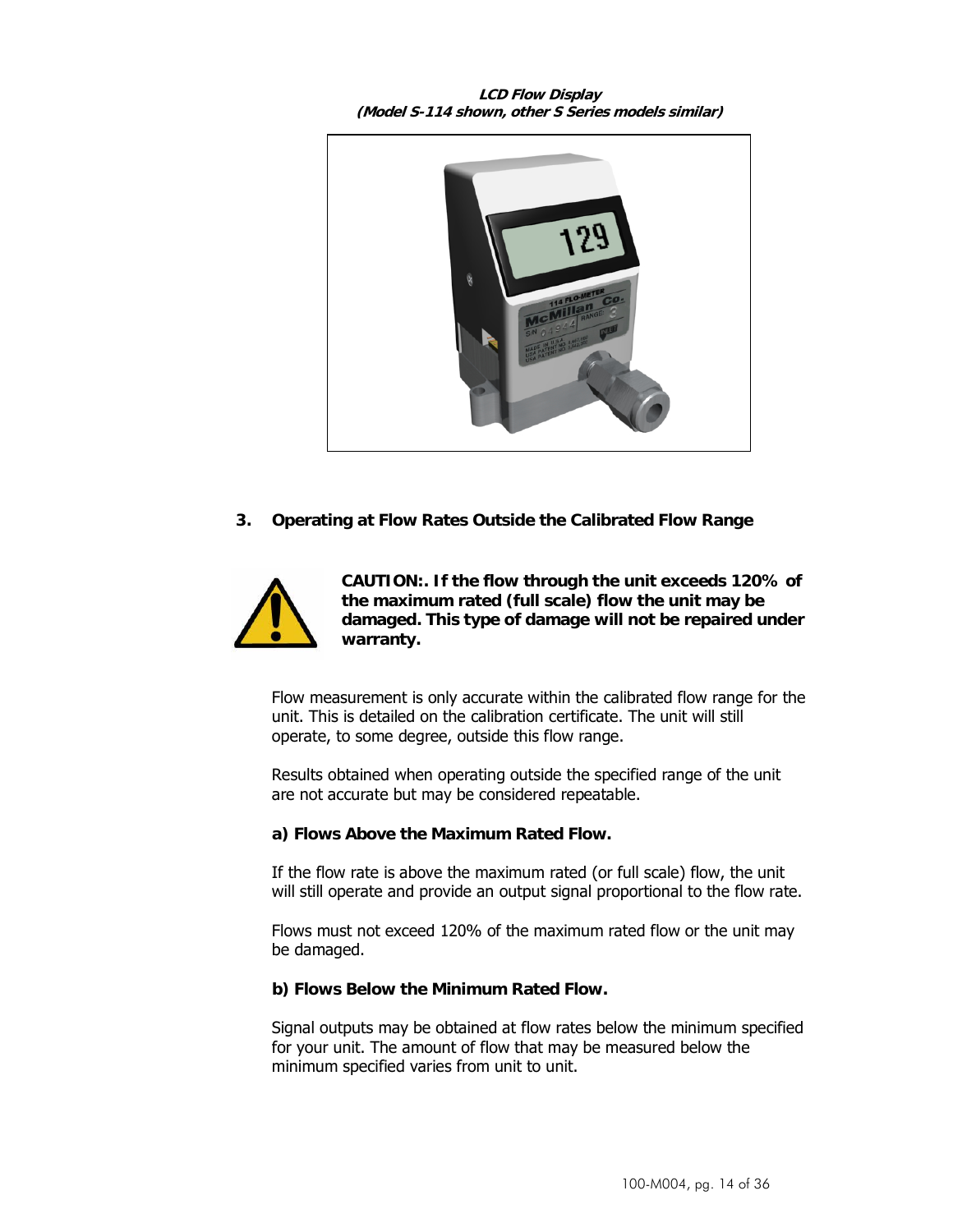***LCD Flow Display***
***(Model S-114 shown, other S Series models similar)***

## 3. Operating at Flow Rates Outside the Calibrated Flow Range

**CAUTION:. If the flow through the unit exceeds 120% of the maximum rated (full scale) flow the unit may be damaged. This type of damage will not be repaired under warranty.**

Flow measurement is only accurate within the calibrated flow range for the unit. This is detailed on the calibration certificate. The unit will still operate, to some degree, outside this flow range.

Results obtained when operating outside the specified range of the unit are not accurate but may be considered repeatable.

### a) Flows Above the Maximum Rated Flow.

If the flow rate is above the maximum rated (or full scale) flow, the unit will still operate and provide an output signal proportional to the flow rate.

Flows must not exceed 120% of the maximum rated flow or the unit may be damaged.

### b) Flows Below the Minimum Rated Flow.

Signal outputs may be obtained at flow rates below the minimum specified for your unit. The amount of flow that may be measured below the minimum specified varies from unit to unit.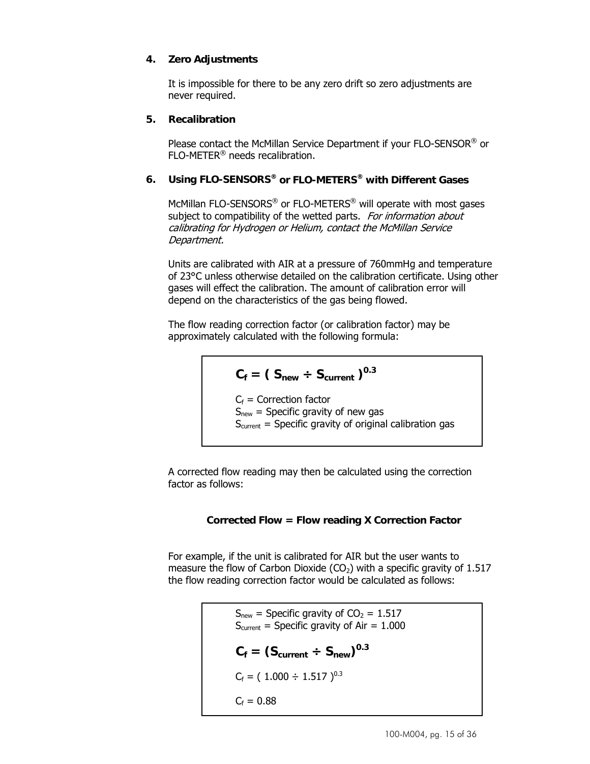### 4. Zero Adjustments

It is impossible for there to be any zero drift so zero adjustments are never required.

### 5. Recalibration

Please contact the McMillan Service Department if your FLO-SENSOR® or FLO-METER® needs recalibration.

### 6. Using FLO-SENSORS® or FLO-METERS® with Different Gases

McMillan FLO-SENSORS® or FLO-METERS® will operate with most gases subject to compatibility of the wetted parts. *For information about calibrating for Hydrogen or Helium, contact the McMillan Service Department.*

Units are calibrated with AIR at a pressure of 760mmHg and temperature of 23°C unless otherwise detailed on the calibration certificate. Using other gases will effect the calibration. The amount of calibration error will depend on the characteristics of the gas being flowed.

The flow reading correction factor (or calibration factor) may be approximately calculated with the following formula:

$$C_f = ( S_{new} \div S_{current} )^{0.3}$$

$C_f$ = Correction factor
$S_{new}$ = Specific gravity of new gas
$S_{current}$ = Specific gravity of original calibration gas

A corrected flow reading may then be calculated using the correction factor as follows:

**Corrected Flow = Flow reading X Correction Factor**

For example, if the unit is calibrated for AIR but the user wants to measure the flow of Carbon Dioxide ($CO_2$) with a specific gravity of 1.517 the flow reading correction factor would be calculated as follows:

$S_{new}$ = Specific gravity of $CO_2$ = 1.517
$S_{current}$ = Specific gravity of Air = 1.000

$$C_f = (S_{current} \div S_{new})^{0.3}$$

$$C_f = ( 1.000 \div 1.517 )^{0.3}$$

$$C_f = 0.88$$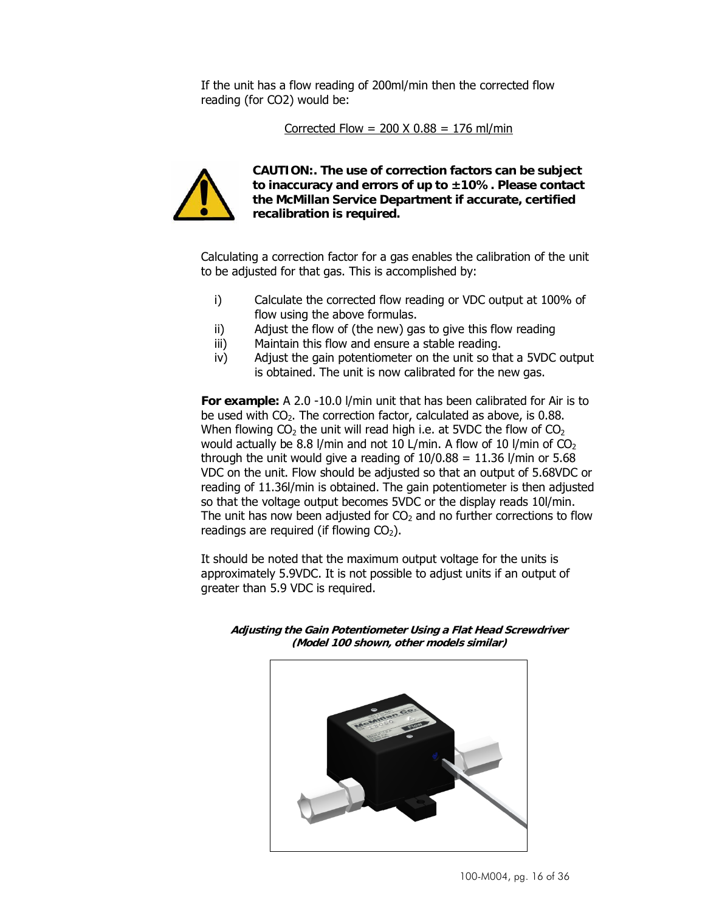If the unit has a flow reading of 200ml/min then the corrected flow reading (for CO2) would be:

Corrected Flow = 200 X 0.88 = 176 ml/min

**CAUTION:. The use of correction factors can be subject to inaccuracy and errors of up to ±10%. Please contact the McMillan Service Department if accurate, certified recalibration is required.**

Calculating a correction factor for a gas enables the calibration of the unit to be adjusted for that gas. This is accomplished by:

i) Calculate the corrected flow reading or VDC output at 100% of flow using the above formulas.
ii) Adjust the flow of (the new) gas to give this flow reading
iii) Maintain this flow and ensure a stable reading.
iv) Adjust the gain potentiometer on the unit so that a 5VDC output is obtained. The unit is now calibrated for the new gas.

**For example:** A 2.0 -10.0 l/min unit that has been calibrated for Air is to be used with $CO_2$. The correction factor, calculated as above, is 0.88. When flowing $CO_2$ the unit will read high i.e. at 5VDC the flow of $CO_2$ would actually be 8.8 l/min and not 10 L/min. A flow of 10 l/min of $CO_2$ through the unit would give a reading of 10/0.88 = 11.36 l/min or 5.68 VDC on the unit. Flow should be adjusted so that an output of 5.68VDC or reading of 11.36l/min is obtained. The gain potentiometer is then adjusted so that the voltage output becomes 5VDC or the display reads 10l/min. The unit has now been adjusted for $CO_2$ and no further corrections to flow readings are required (if flowing $CO_2$).

It should be noted that the maximum output voltage for the units is approximately 5.9VDC. It is not possible to adjust units if an output of greater than 5.9 VDC is required.

***Adjusting the Gain Potentiometer Using a Flat Head Screwdriver (Model 100 shown, other models similar)***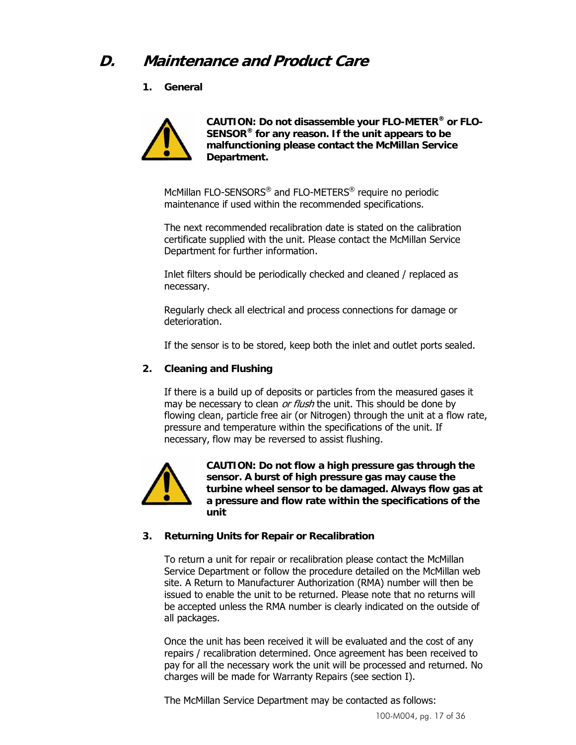# D. Maintenance and Product Care

## 1. General

**CAUTION: Do not disassemble your FLO-METER® or FLO-SENSOR® for any reason. If the unit appears to be malfunctioning please contact the McMillan Service Department.**

McMillan FLO-SENSORS® and FLO-METERS® require no periodic maintenance if used within the recommended specifications.

The next recommended recalibration date is stated on the calibration certificate supplied with the unit. Please contact the McMillan Service Department for further information.

Inlet filters should be periodically checked and cleaned / replaced as necessary.

Regularly check all electrical and process connections for damage or deterioration.

If the sensor is to be stored, keep both the inlet and outlet ports sealed.

## 2. Cleaning and Flushing

If there is a build up of deposits or particles from the measured gases it may be necessary to clean *or flush* the unit. This should be done by flowing clean, particle free air (or Nitrogen) through the unit at a flow rate, pressure and temperature within the specifications of the unit. If necessary, flow may be reversed to assist flushing.

**CAUTION: Do not flow a high pressure gas through the sensor. A burst of high pressure gas may cause the turbine wheel sensor to be damaged. Always flow gas at a pressure and flow rate within the specifications of the unit**

## 3. Returning Units for Repair or Recalibration

To return a unit for repair or recalibration please contact the McMillan Service Department or follow the procedure detailed on the McMillan web site. A Return to Manufacturer Authorization (RMA) number will then be issued to enable the unit to be returned. Please note that no returns will be accepted unless the RMA number is clearly indicated on the outside of all packages.

Once the unit has been received it will be evaluated and the cost of any repairs / recalibration determined. Once agreement has been received to pay for all the necessary work the unit will be processed and returned. No charges will be made for Warranty Repairs (see section I).

The McMillan Service Department may be contacted as follows: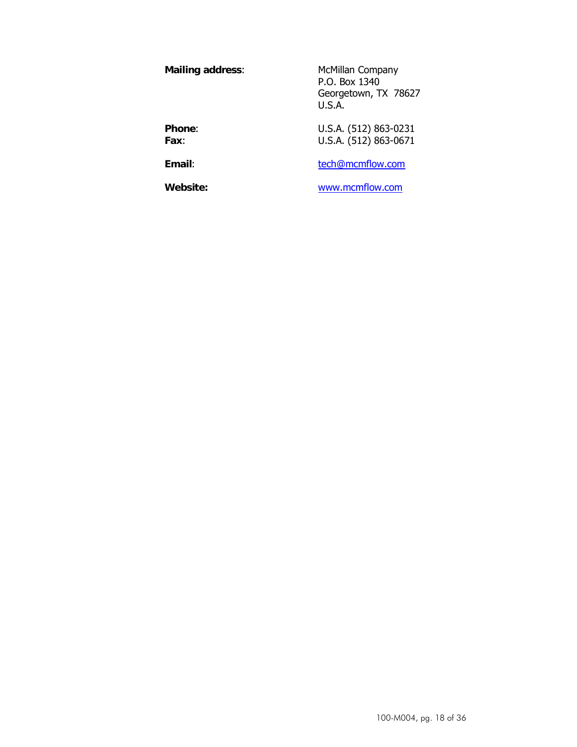**Mailing address**: McMillan Company
P.O. Box 1340
Georgetown, TX 78627
U.S.A.

**Phone**: U.S.A. (512) 863-0231
**Fax**: U.S.A. (512) 863-0671

**Email**: tech@mcmflow.com

**Website:** www.mcmflow.com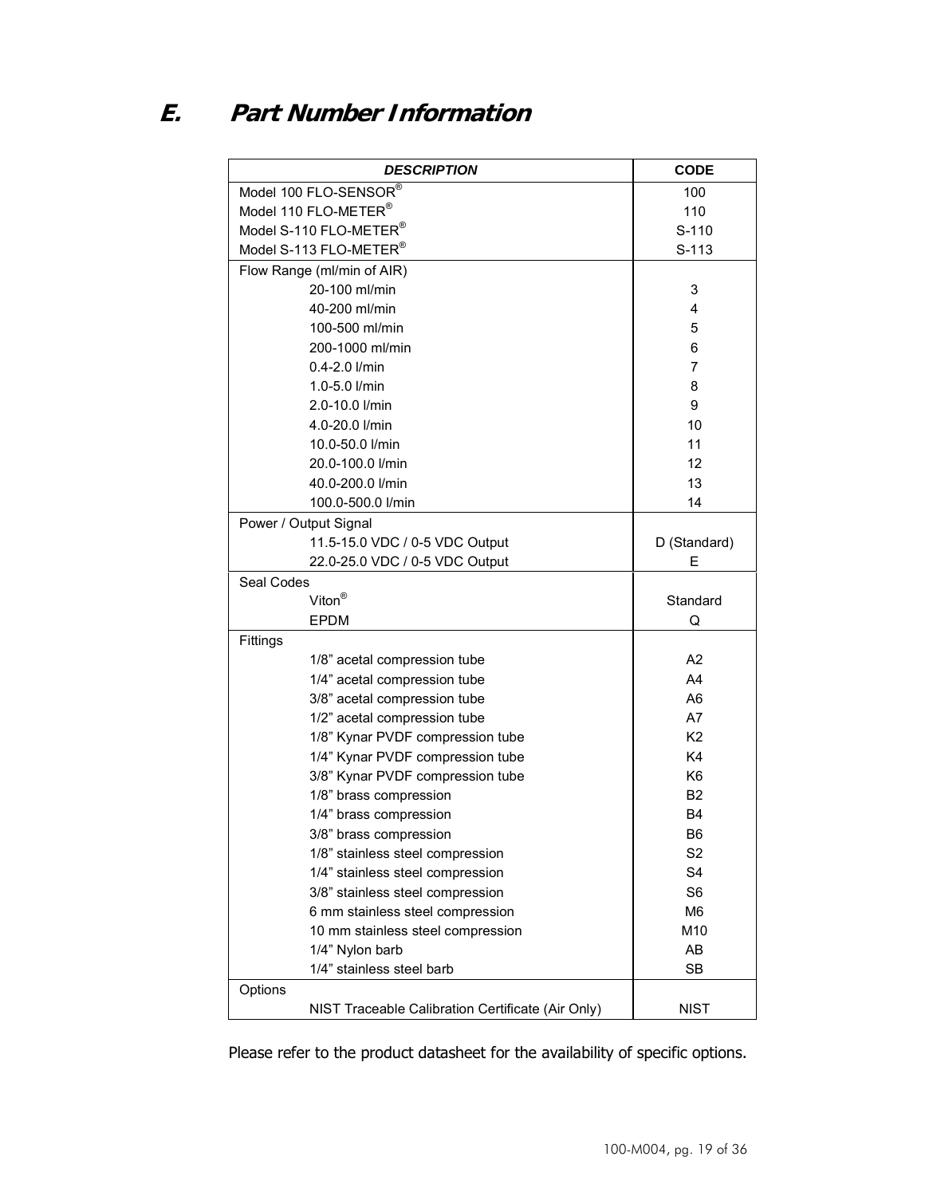## E. Part Number Information

| DESCRIPTION | CODE |
|---|---|
| Model 100 FLO-SENSOR® | 100 |
| Model 110 FLO-METER® | 110 |
| Model S-110 FLO-METER® | S-110 |
| Model S-113 FLO-METER® | S-113 |
| Flow Range (ml/min of AIR) | |
| 20-100 ml/min | 3 |
| 40-200 ml/min | 4 |
| 100-500 ml/min | 5 |
| 200-1000 ml/min | 6 |
| 0.4-2.0 l/min | 7 |
| 1.0-5.0 l/min | 8 |
| 2.0-10.0 l/min | 9 |
| 4.0-20.0 l/min | 10 |
| 10.0-50.0 l/min | 11 |
| 20.0-100.0 l/min | 12 |
| 40.0-200.0 l/min | 13 |
| 100.0-500.0 l/min | 14 |
| Power / Output Signal | |
| 11.5-15.0 VDC / 0-5 VDC Output | D (Standard) |
| 22.0-25.0 VDC / 0-5 VDC Output | E |
| Seal Codes | |
| Viton® | Standard |
| EPDM | Q |
| Fittings | |
| 1/8" acetal compression tube | A2 |
| 1/4" acetal compression tube | A4 |
| 3/8" acetal compression tube | A6 |
| 1/2" acetal compression tube | A7 |
| 1/8" Kynar PVDF compression tube | K2 |
| 1/4" Kynar PVDF compression tube | K4 |
| 3/8" Kynar PVDF compression tube | K6 |
| 1/8" brass compression | B2 |
| 1/4" brass compression | B4 |
| 3/8" brass compression | B6 |
| 1/8" stainless steel compression | S2 |
| 1/4" stainless steel compression | S4 |
| 3/8" stainless steel compression | S6 |
| 6 mm stainless steel compression | M6 |
| 10 mm stainless steel compression | M10 |
| 1/4" Nylon barb | AB |
| 1/4" stainless steel barb | SB |
| Options | |
| NIST Traceable Calibration Certificate (Air Only) | NIST |

Please refer to the product datasheet for the availability of specific options.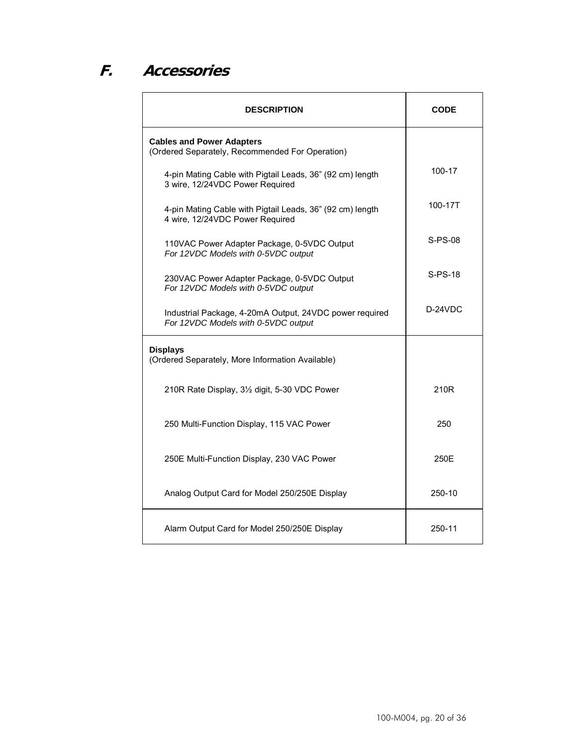## F. Accessories

| DESCRIPTION | CODE |
|---|---|
| **Cables and Power Adapters**<br>(Ordered Separately, Recommended For Operation) | |
| 4-pin Mating Cable with Pigtail Leads, 36" (92 cm) length<br>3 wire, 12/24VDC Power Required | 100-17 |
| 4-pin Mating Cable with Pigtail Leads, 36" (92 cm) length<br>4 wire, 12/24VDC Power Required | 100-17T |
| 110VAC Power Adapter Package, 0-5VDC Output<br>*For 12VDC Models with 0-5VDC output* | S-PS-08 |
| 230VAC Power Adapter Package, 0-5VDC Output<br>*For 12VDC Models with 0-5VDC output* | S-PS-18 |
| Industrial Package, 4-20mA Output, 24VDC power required<br>*For 12VDC Models with 0-5VDC output* | D-24VDC |
| **Displays**<br>(Ordered Separately, More Information Available) | |
| 210R Rate Display, 3½ digit, 5-30 VDC Power | 210R |
| 250 Multi-Function Display, 115 VAC Power | 250 |
| 250E Multi-Function Display, 230 VAC Power | 250E |
| Analog Output Card for Model 250/250E Display | 250-10 |
| Alarm Output Card for Model 250/250E Display | 250-11 |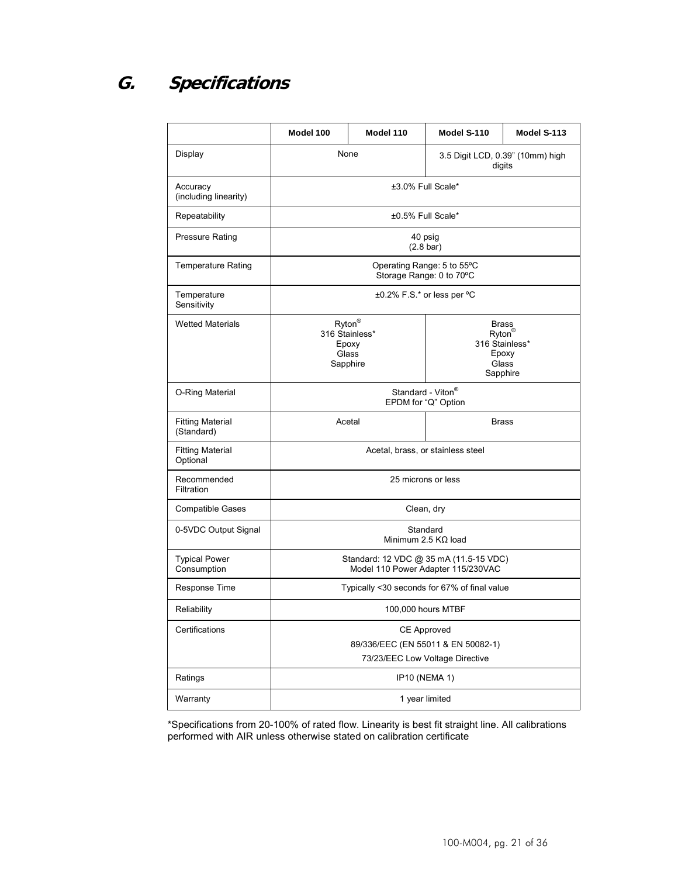## G. Specifications

| | Model 100 | Model 110 | Model S-110 | Model S-113 |
|---|---|---|---|---|
| Display | None | | 3.5 Digit LCD, 0.39" (10mm) high digits | |
| Accuracy (including linearity) | ±3.0% Full Scale* | | | |
| Repeatability | ±0.5% Full Scale* | | | |
| Pressure Rating | 40 psig (2.8 bar) | | | |
| Temperature Rating | Operating Range: 5 to 55ºC<br>Storage Range: 0 to 70ºC | | | |
| Temperature Sensitivity | ±0.2% F.S.* or less per ºC | | | |
| Wetted Materials | Ryton®<br>316 Stainless*<br>Epoxy<br>Glass<br>Sapphire | | Brass<br>Ryton®<br>316 Stainless*<br>Epoxy<br>Glass<br>Sapphire | |
| O-Ring Material | Standard - Viton®<br>EPDM for "Q" Option | | | |
| Fitting Material (Standard) | Acetal | | Brass | |
| Fitting Material Optional | Acetal, brass, or stainless steel | | | |
| Recommended Filtration | 25 microns or less | | | |
| Compatible Gases | Clean, dry | | | |
| 0-5VDC Output Signal | Standard<br>Minimum 2.5 KΩ load | | | |
| Typical Power Consumption | Standard: 12 VDC @ 35 mA (11.5-15 VDC)<br>Model 110 Power Adapter 115/230VAC | | | |
| Response Time | Typically <30 seconds for 67% of final value | | | |
| Reliability | 100,000 hours MTBF | | | |
| Certifications | CE Approved<br>89/336/EEC (EN 55011 & EN 50082-1)<br>73/23/EEC Low Voltage Directive | | | |
| Ratings | IP10 (NEMA 1) | | | |
| Warranty | 1 year limited | | | |

*Specifications from 20-100% of rated flow. Linearity is best fit straight line. All calibrations performed with AIR unless otherwise stated on calibration certificate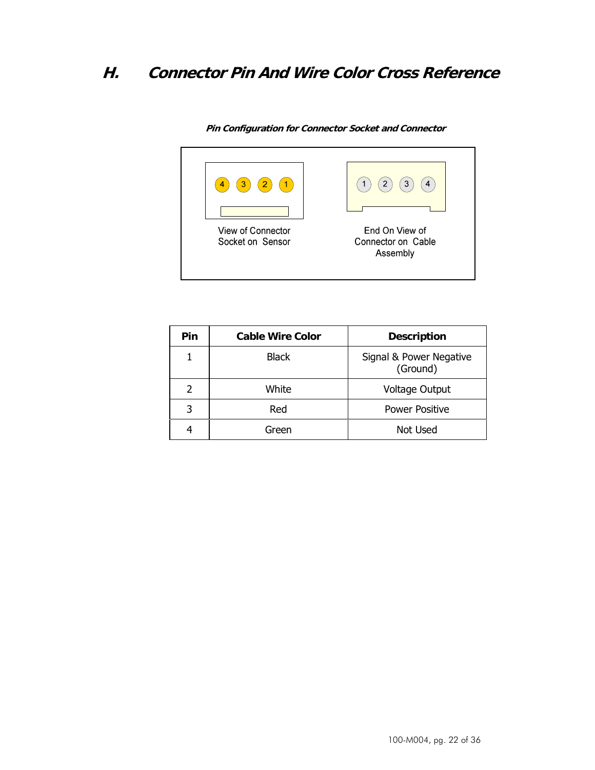## H. Connector Pin And Wire Color Cross Reference

***Pin Configuration for Connector Socket and Connector***

4 3 2 1

View of Connector Socket on Sensor

1 2 3 4

End On View of Connector on Cable Assembly

| Pin | Cable Wire Color | Description |
|---|---|---|
| 1 | Black | Signal & Power Negative (Ground) |
| 2 | White | Voltage Output |
| 3 | Red | Power Positive |
| 4 | Green | Not Used |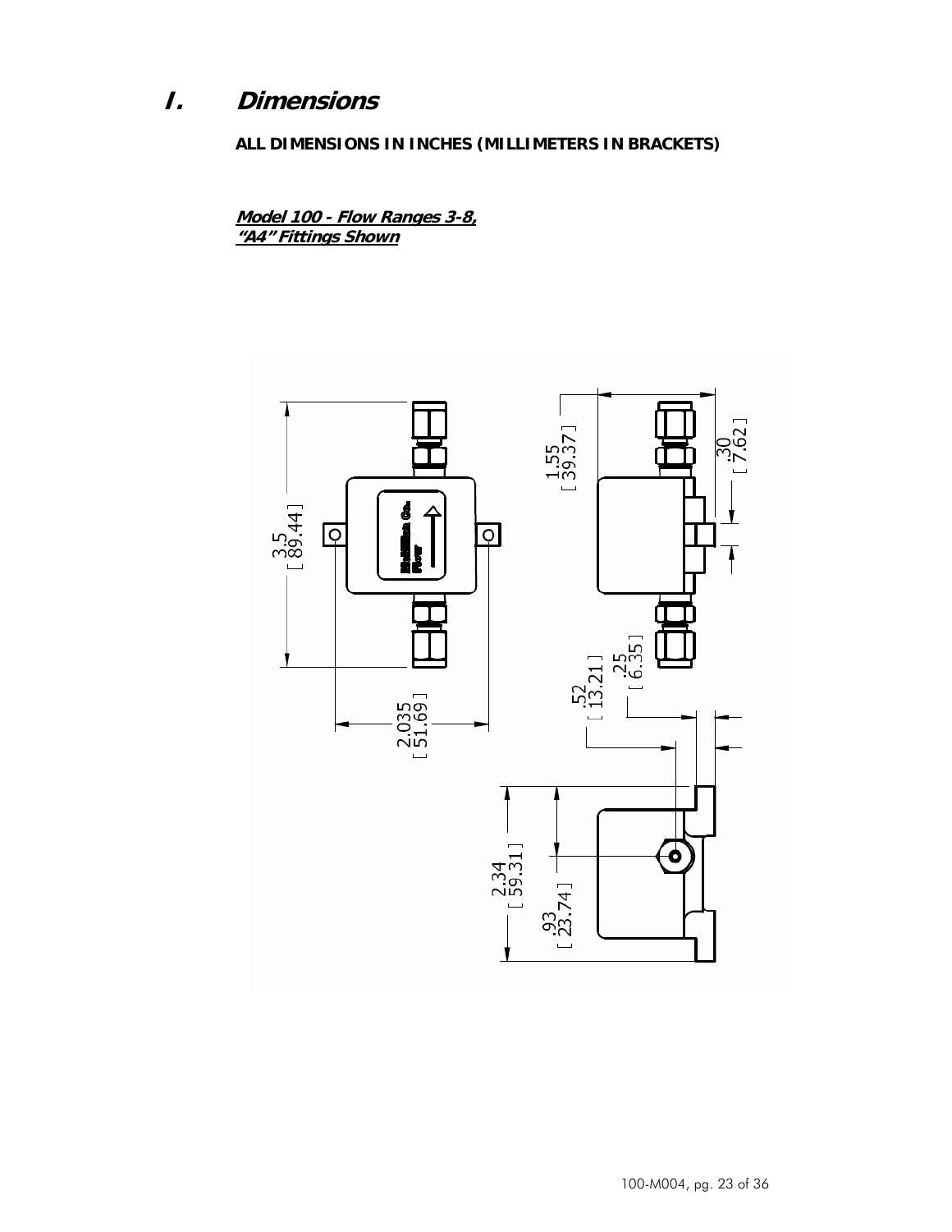# I. Dimensions

**ALL DIMENSIONS IN INCHES (MILLIMETERS IN BRACKETS)**

***Model 100 - Flow Ranges 3-8,***
***"A4" Fittings Shown***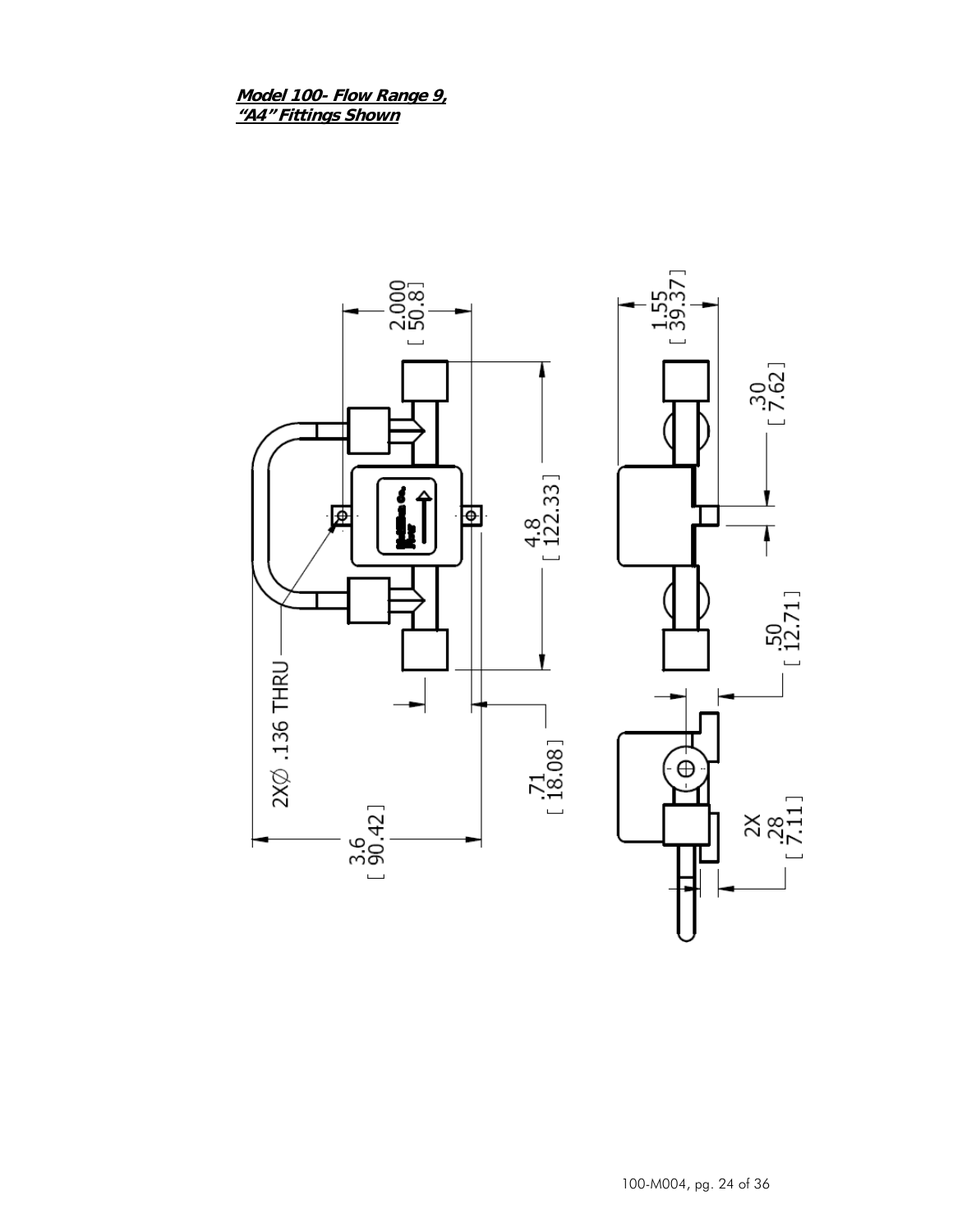**Model 100- Flow Range 9, "A4" Fittings Shown**

2.000 [ 50.8 ]

1.55 [ 39.37 ]

4.8 [ 122.33 ]

.30 [ 7.62 ]

.50 [ 12.71 ]

2X∅ .136 THRU

.71 [ 18.08 ]

3.6 [ 90.42 ]

2X .28 [ 7.11 ]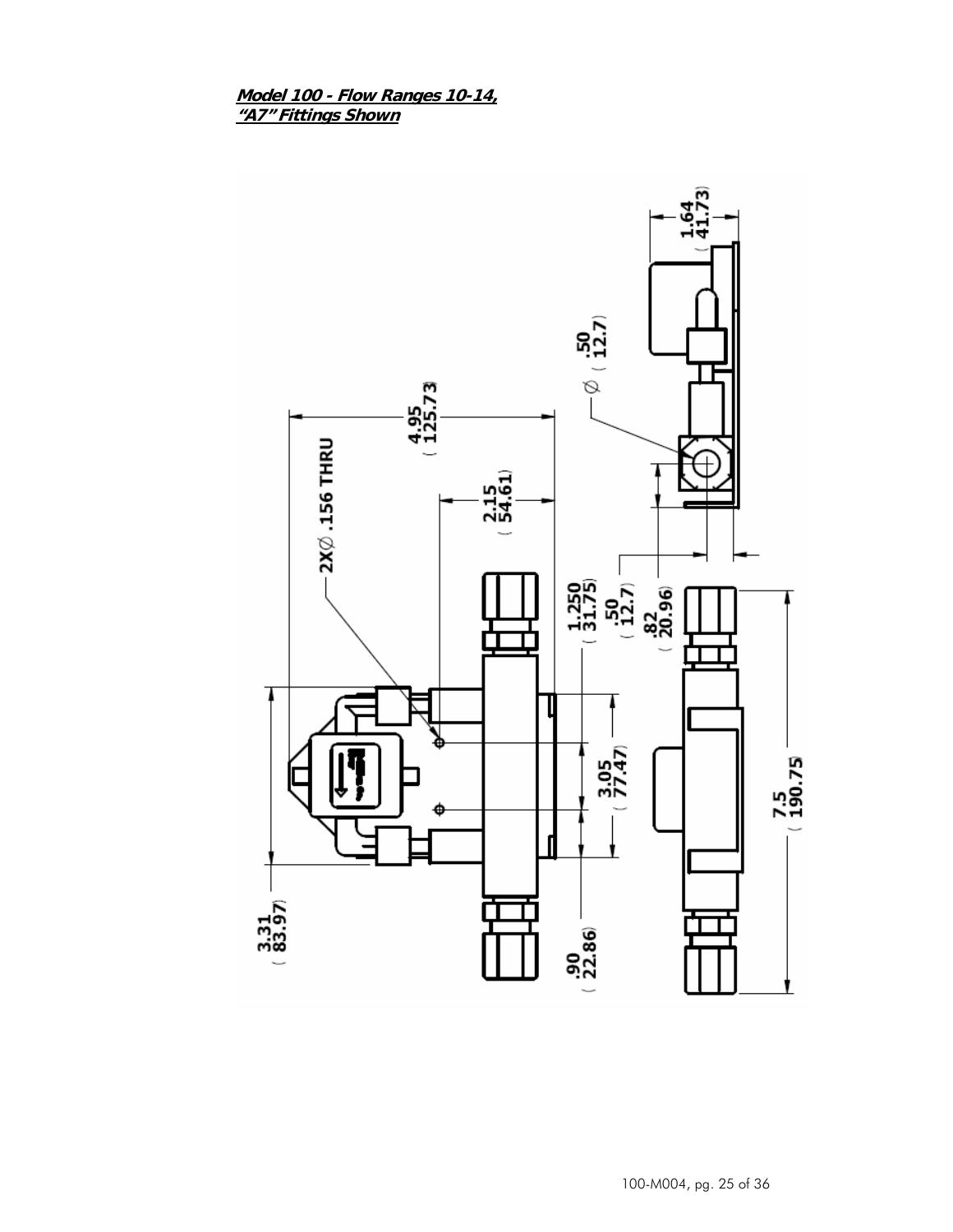**Model 100 - Flow Ranges 10-14,**
**"A7" Fittings Shown**

2X⌀ .156 THRU

4.95 (125.73)

2.15 (54.61)

⌀ .50 (12.7)

1.64 (41.73)

3.31 (83.97)

1.250 (31.75)

.50 (12.7)

.82 (20.96)

3.05 (77.47)

.90 (22.86)

7.5 (190.75)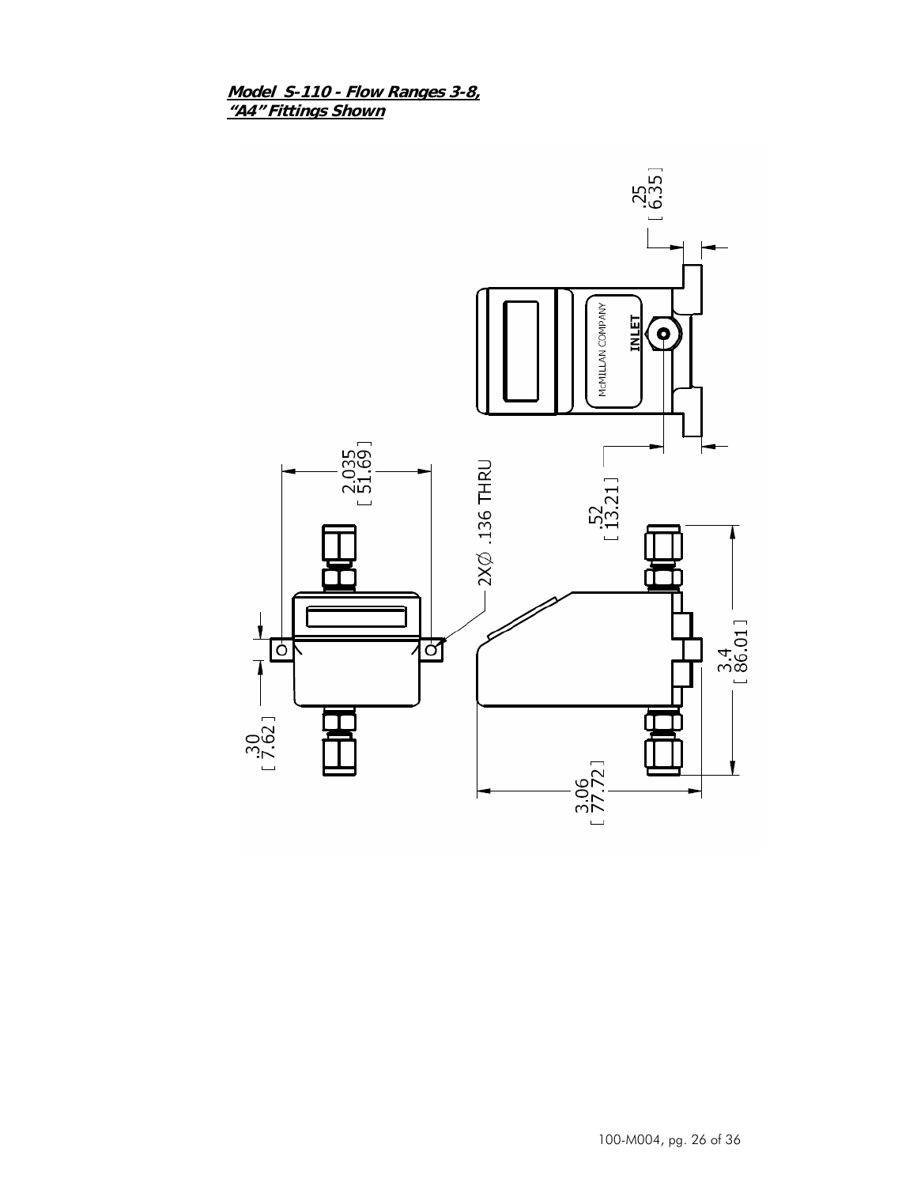**_Model S-110 - Flow Ranges 3-8,_**
**_"A4" Fittings Shown_**

.25 [ 6.35 ]

McMILLAN COMPANY

INLET

2.035 [ 51.69 ]

2X∅ .136 THRU

.52 [ 13.21 ]

.30 [ 7.62 ]

3.4 [ 86.01 ]

3.06 [ 77.72 ]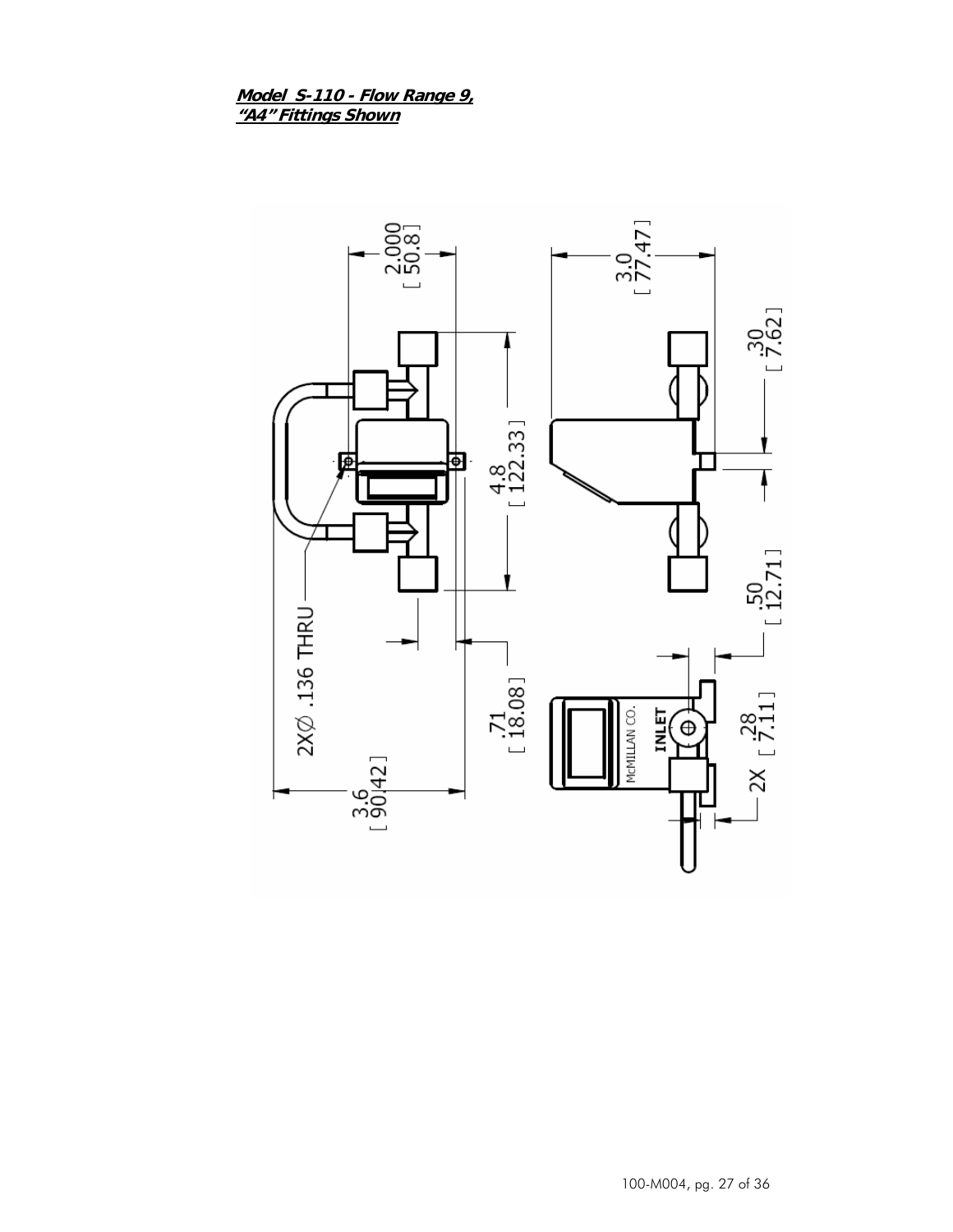**_Model S-110 - Flow Range 9,_**
**_"A4" Fittings Shown_**

2X∅ .136 THRU

2.000 [ 50.8 ]

4.8 [ 122.33 ]

3.6 [ 90.42 ]

.71 [ 18.08 ]

3.0 [ 77.47 ]

.30 [ 7.62 ]

.50 [ 12.71 ]

2X .28 [ 7.11 ]

McMILLAN CO.

INLET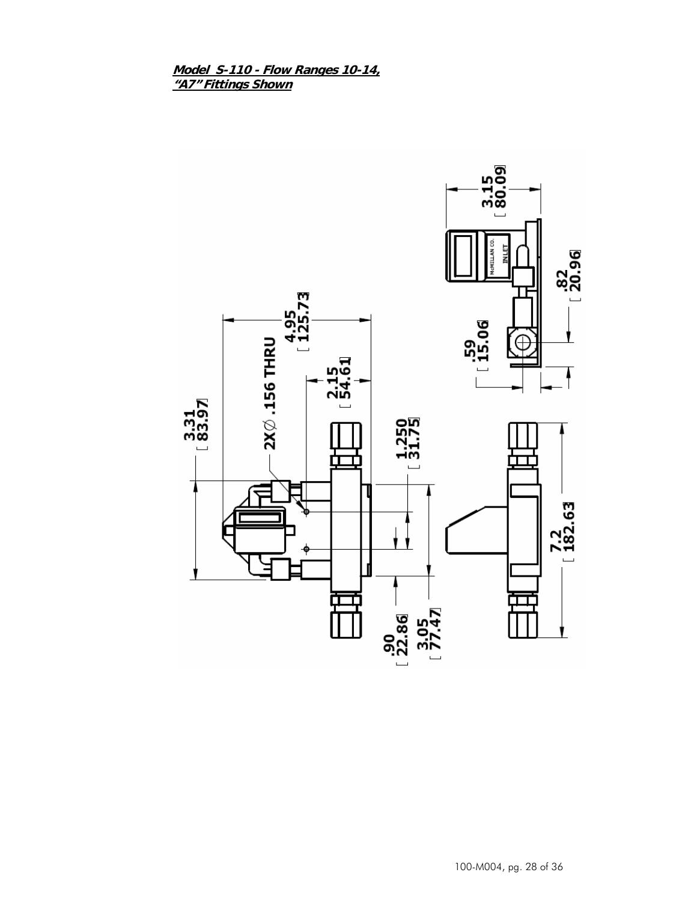**Model S-110 - Flow Ranges 10-14,**
**"A7" Fittings Shown**

3.31
[ 83.97]

2X ⌀ .156 THRU

4.95
[ 125.73]

2.15
[ 54.61]

1.250
[ 31.75]

.90
[ 22.86]

3.05
[ 77.47]

7.2
[ 182.63]

3.15
[ 80.09]

McMILLAN CO.

INLET

.82
[ 20.96]

.59
[ 15.06]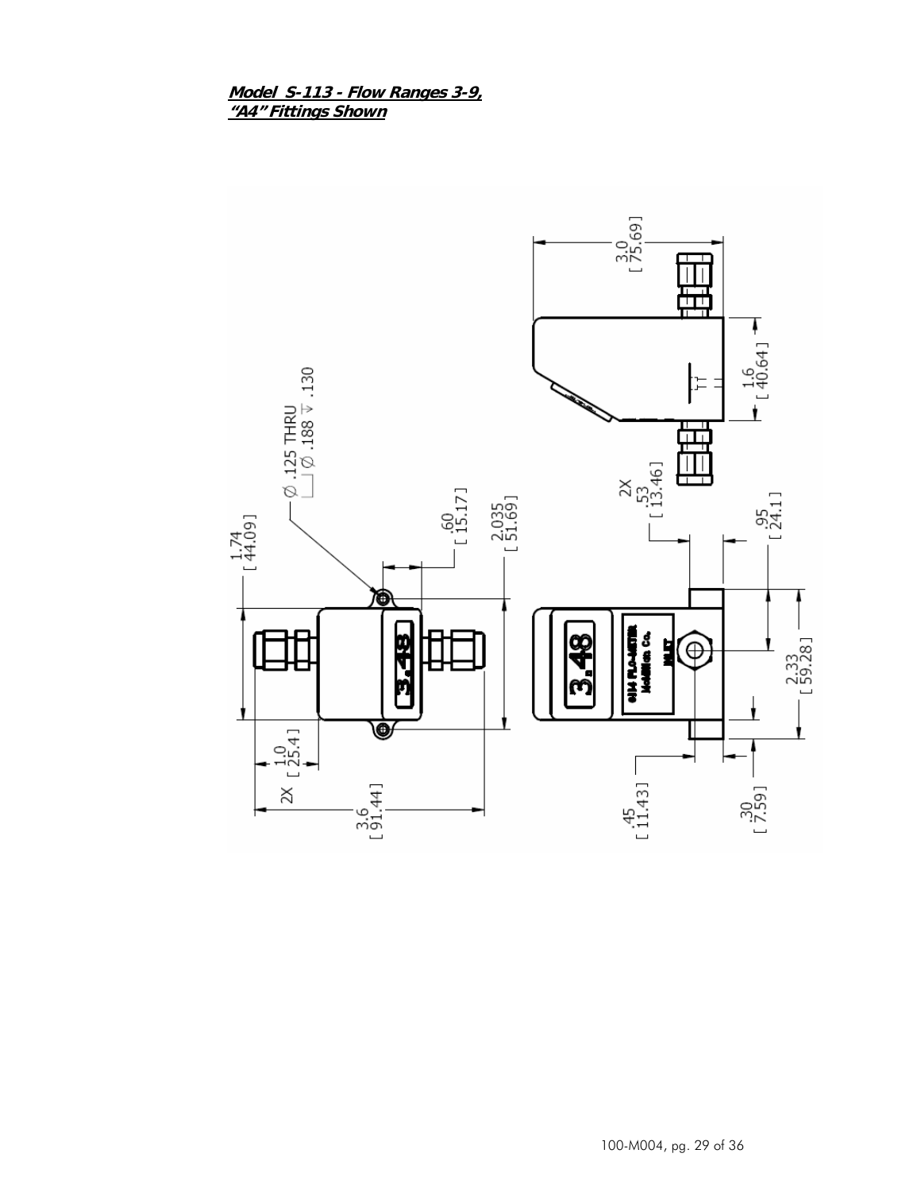**Model S-113 - Flow Ranges 3-9, "A4" Fittings Shown**

Ø .125 THRU
⌴ Ø .188 ↧ .130

1.74 [ 44.09 ]

.60 [ 15.17 ]

2.035 [ 51.69 ]

2X 1.0 [ 25.4 ]

3.6 [ 91.44 ]

3.0 [ 75.69 ]

1.6 [ 40.64 ]

2X .53 [ 13.46 ]

.95 [ 24.1 ]

2.33 [ 59.28 ]

.45 [ 11.43 ]

.30 [ 7.59 ]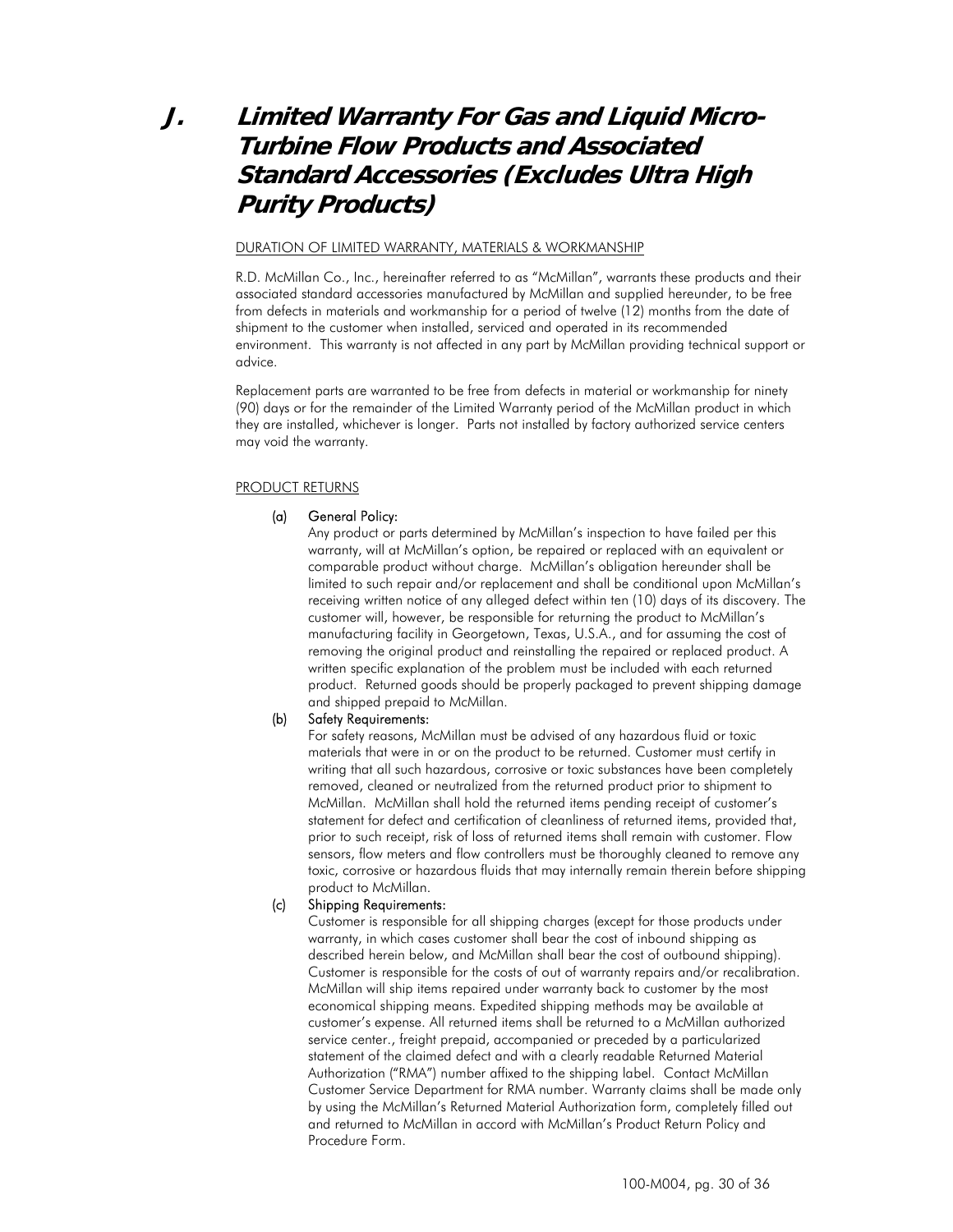# J. Limited Warranty For Gas and Liquid Micro-Turbine Flow Products and Associated Standard Accessories (Excludes Ultra High Purity Products)

DURATION OF LIMITED WARRANTY, MATERIALS & WORKMANSHIP

R.D. McMillan Co., Inc., hereinafter referred to as "McMillan", warrants these products and their associated standard accessories manufactured by McMillan and supplied hereunder, to be free from defects in materials and workmanship for a period of twelve (12) months from the date of shipment to the customer when installed, serviced and operated in its recommended environment. This warranty is not affected in any part by McMillan providing technical support or advice.

Replacement parts are warranted to be free from defects in material or workmanship for ninety (90) days or for the remainder of the Limited Warranty period of the McMillan product in which they are installed, whichever is longer. Parts not installed by factory authorized service centers may void the warranty.

PRODUCT RETURNS

(a) General Policy:
Any product or parts determined by McMillan's inspection to have failed per this warranty, will at McMillan's option, be repaired or replaced with an equivalent or comparable product without charge. McMillan's obligation hereunder shall be limited to such repair and/or replacement and shall be conditional upon McMillan's receiving written notice of any alleged defect within ten (10) days of its discovery. The customer will, however, be responsible for returning the product to McMillan's manufacturing facility in Georgetown, Texas, U.S.A., and for assuming the cost of removing the original product and reinstalling the repaired or replaced product. A written specific explanation of the problem must be included with each returned product. Returned goods should be properly packaged to prevent shipping damage and shipped prepaid to McMillan.

(b) Safety Requirements:
For safety reasons, McMillan must be advised of any hazardous fluid or toxic materials that were in or on the product to be returned. Customer must certify in writing that all such hazardous, corrosive or toxic substances have been completely removed, cleaned or neutralized from the returned product prior to shipment to McMillan. McMillan shall hold the returned items pending receipt of customer's statement for defect and certification of cleanliness of returned items, provided that, prior to such receipt, risk of loss of returned items shall remain with customer. Flow sensors, flow meters and flow controllers must be thoroughly cleaned to remove any toxic, corrosive or hazardous fluids that may internally remain therein before shipping product to McMillan.

(c) Shipping Requirements:
Customer is responsible for all shipping charges (except for those products under warranty, in which cases customer shall bear the cost of inbound shipping as described herein below, and McMillan shall bear the cost of outbound shipping). Customer is responsible for the costs of out of warranty repairs and/or recalibration. McMillan will ship items repaired under warranty back to customer by the most economical shipping means. Expedited shipping methods may be available at customer's expense. All returned items shall be returned to a McMillan authorized service center., freight prepaid, accompanied or preceded by a particularized statement of the claimed defect and with a clearly readable Returned Material Authorization ("RMA") number affixed to the shipping label. Contact McMillan Customer Service Department for RMA number. Warranty claims shall be made only by using the McMillan's Returned Material Authorization form, completely filled out and returned to McMillan in accord with McMillan's Product Return Policy and Procedure Form.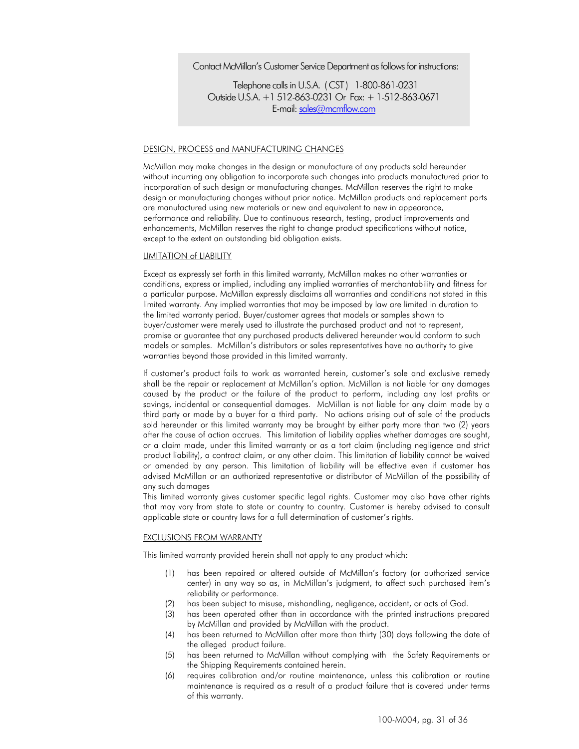Contact McMillan's Customer Service Department as follows for instructions:

Telephone calls in U.S.A. (CST) 1-800-861-0231
Outside U.S.A. +1 512-863-0231 Or Fax: + 1-512-863-0671
E-mail: sales@mcmflow.com

## DESIGN, PROCESS and MANUFACTURING CHANGES

McMillan may make changes in the design or manufacture of any products sold hereunder without incurring any obligation to incorporate such changes into products manufactured prior to incorporation of such design or manufacturing changes. McMillan reserves the right to make design or manufacturing changes without prior notice. McMillan products and replacement parts are manufactured using new materials or new and equivalent to new in appearance, performance and reliability. Due to continuous research, testing, product improvements and enhancements, McMillan reserves the right to change product specifications without notice, except to the extent an outstanding bid obligation exists.

## LIMITATION of LIABILITY

Except as expressly set forth in this limited warranty, McMillan makes no other warranties or conditions, express or implied, including any implied warranties of merchantability and fitness for a particular purpose. McMillan expressly disclaims all warranties and conditions not stated in this limited warranty. Any implied warranties that may be imposed by law are limited in duration to the limited warranty period. Buyer/customer agrees that models or samples shown to buyer/customer were merely used to illustrate the purchased product and not to represent, promise or guarantee that any purchased products delivered hereunder would conform to such models or samples. McMillan's distributors or sales representatives have no authority to give warranties beyond those provided in this limited warranty.

If customer's product fails to work as warranted herein, customer's sole and exclusive remedy shall be the repair or replacement at McMillan's option. McMillan is not liable for any damages caused by the product or the failure of the product to perform, including any lost profits or savings, incidental or consequential damages. McMillan is not liable for any claim made by a third party or made by a buyer for a third party. No actions arising out of sale of the products sold hereunder or this limited warranty may be brought by either party more than two (2) years after the cause of action accrues. This limitation of liability applies whether damages are sought, or a claim made, under this limited warranty or as a tort claim (including negligence and strict product liability), a contract claim, or any other claim. This limitation of liability cannot be waived or amended by any person. This limitation of liability will be effective even if customer has advised McMillan or an authorized representative or distributor of McMillan of the possibility of any such damages

This limited warranty gives customer specific legal rights. Customer may also have other rights that may vary from state to state or country to country. Customer is hereby advised to consult applicable state or country laws for a full determination of customer's rights.

## EXCLUSIONS FROM WARRANTY

This limited warranty provided herein shall not apply to any product which:

(1) has been repaired or altered outside of McMillan's factory (or authorized service center) in any way so as, in McMillan's judgment, to affect such purchased item's reliability or performance.
(2) has been subject to misuse, mishandling, negligence, accident, or acts of God.
(3) has been operated other than in accordance with the printed instructions prepared by McMillan and provided by McMillan with the product.
(4) has been returned to McMillan after more than thirty (30) days following the date of the alleged product failure.
(5) has been returned to McMillan without complying with the Safety Requirements or the Shipping Requirements contained herein.
(6) requires calibration and/or routine maintenance, unless this calibration or routine maintenance is required as a result of a product failure that is covered under terms of this warranty.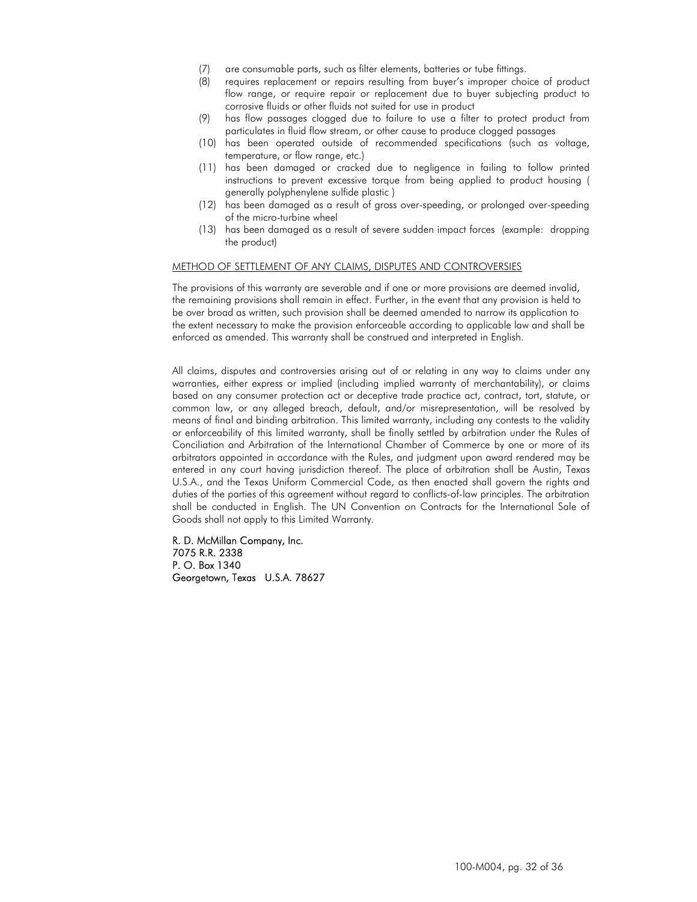(7) are consumable parts, such as filter elements, batteries or tube fittings.
(8) requires replacement or repairs resulting from buyer's improper choice of product flow range, or require repair or replacement due to buyer subjecting product to corrosive fluids or other fluids not suited for use in product
(9) has flow passages clogged due to failure to use a filter to protect product from particulates in fluid flow stream, or other cause to produce clogged passages
(10) has been operated outside of recommended specifications (such as voltage, temperature, or flow range, etc.)
(11) has been damaged or cracked due to negligence in failing to follow printed instructions to prevent excessive torque from being applied to product housing ( generally polyphenylene sulfide plastic )
(12) has been damaged as a result of gross over-speeding, or prolonged over-speeding of the micro-turbine wheel
(13) has been damaged as a result of severe sudden impact forces (example: dropping the product)

METHOD OF SETTLEMENT OF ANY CLAIMS, DISPUTES AND CONTROVERSIES

The provisions of this warranty are severable and if one or more provisions are deemed invalid, the remaining provisions shall remain in effect. Further, in the event that any provision is held to be over broad as written, such provision shall be deemed amended to narrow its application to the extent necessary to make the provision enforceable according to applicable law and shall be enforced as amended. This warranty shall be construed and interpreted in English.

All claims, disputes and controversies arising out of or relating in any way to claims under any warranties, either express or implied (including implied warranty of merchantability), or claims based on any consumer protection act or deceptive trade practice act, contract, tort, statute, or common law, or any alleged breach, default, and/or misrepresentation, will be resolved by means of final and binding arbitration. This limited warranty, including any contests to the validity or enforceability of this limited warranty, shall be finally settled by arbitration under the Rules of Conciliation and Arbitration of the International Chamber of Commerce by one or more of its arbitrators appointed in accordance with the Rules, and judgment upon award rendered may be entered in any court having jurisdiction thereof. The place of arbitration shall be Austin, Texas U.S.A., and the Texas Uniform Commercial Code, as then enacted shall govern the rights and duties of the parties of this agreement without regard to conflicts-of-law principles. The arbitration shall be conducted in English. The UN Convention on Contracts for the International Sale of Goods shall not apply to this Limited Warranty.

R. D. McMillan Company, Inc.
7075 R.R. 2338
P. O. Box 1340
Georgetown, Texas U.S.A. 78627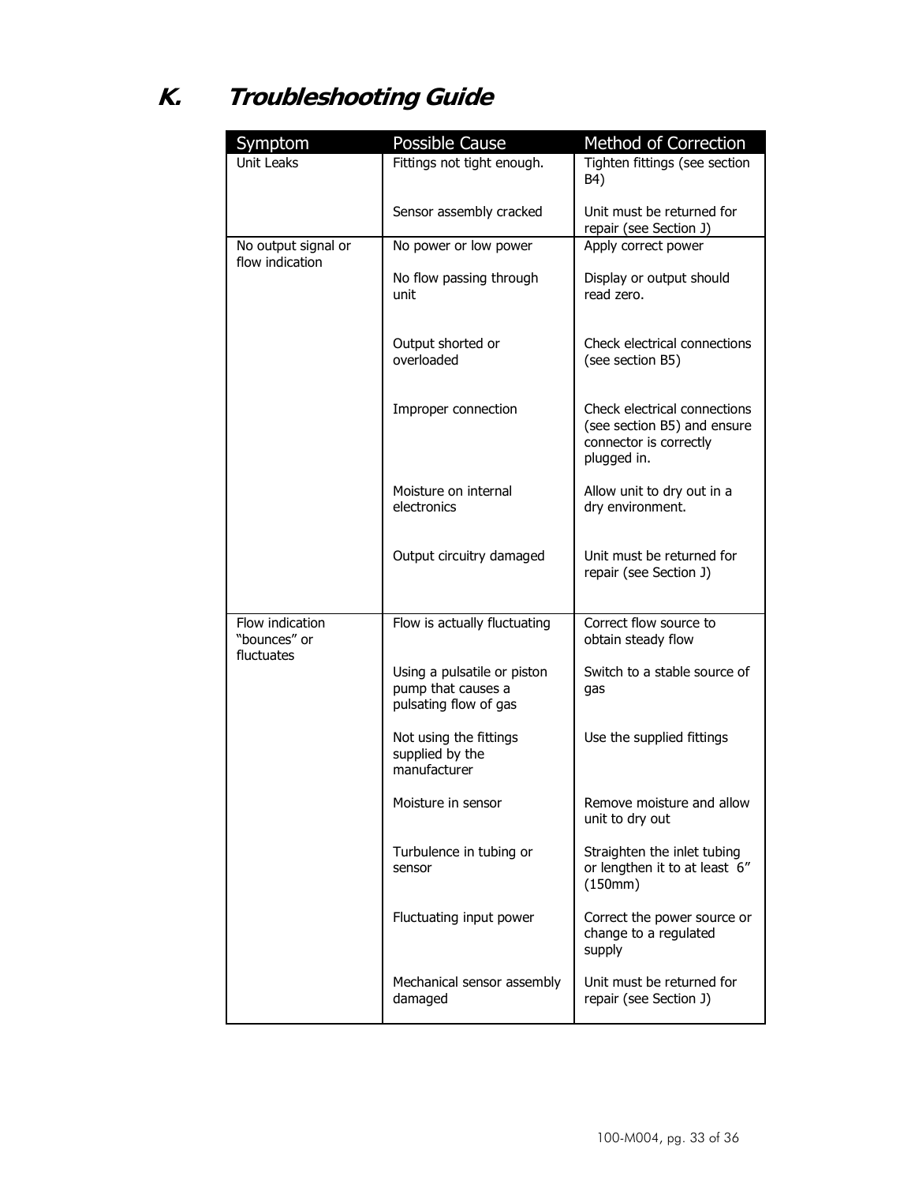# K. Troubleshooting Guide

| Symptom | Possible Cause | Method of Correction |
|---|---|---|
| Unit Leaks | Fittings not tight enough. | Tighten fittings (see section B4) |
| | Sensor assembly cracked | Unit must be returned for repair (see Section J) |
| No output signal or flow indication | No power or low power | Apply correct power |
| | No flow passing through unit | Display or output should read zero. |
| | Output shorted or overloaded | Check electrical connections (see section B5) |
| | Improper connection | Check electrical connections (see section B5) and ensure connector is correctly plugged in. |
| | Moisture on internal electronics | Allow unit to dry out in a dry environment. |
| | Output circuitry damaged | Unit must be returned for repair (see Section J) |
| Flow indication "bounces" or fluctuates | Flow is actually fluctuating | Correct flow source to obtain steady flow |
| | Using a pulsatile or piston pump that causes a pulsating flow of gas | Switch to a stable source of gas |
| | Not using the fittings supplied by the manufacturer | Use the supplied fittings |
| | Moisture in sensor | Remove moisture and allow unit to dry out |
| | Turbulence in tubing or sensor | Straighten the inlet tubing or lengthen it to at least 6" (150mm) |
| | Fluctuating input power | Correct the power source or change to a regulated supply |
| | Mechanical sensor assembly damaged | Unit must be returned for repair (see Section J) |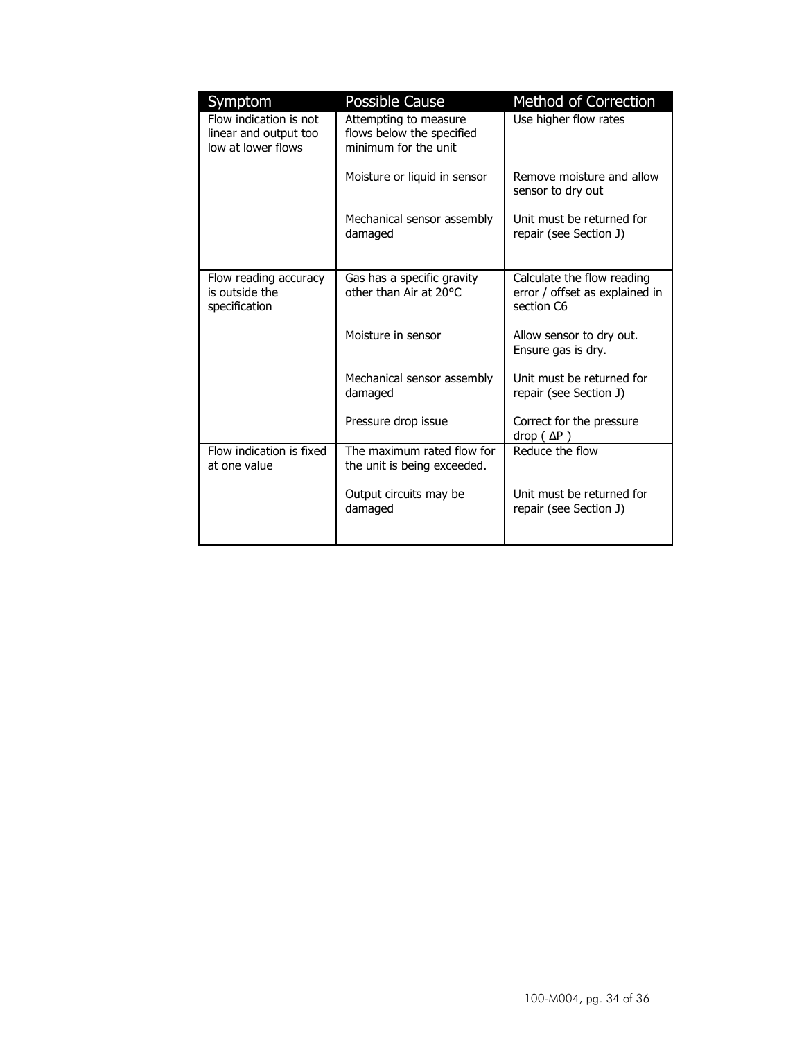| Symptom | Possible Cause | Method of Correction |
|---|---|---|
| Flow indication is not linear and output too low at lower flows | Attempting to measure flows below the specified minimum for the unit | Use higher flow rates |
| | Moisture or liquid in sensor | Remove moisture and allow sensor to dry out |
| | Mechanical sensor assembly damaged | Unit must be returned for repair (see Section J) |
| Flow reading accuracy is outside the specification | Gas has a specific gravity other than Air at 20°C | Calculate the flow reading error / offset as explained in section C6 |
| | Moisture in sensor | Allow sensor to dry out. Ensure gas is dry. |
| | Mechanical sensor assembly damaged | Unit must be returned for repair (see Section J) |
| | Pressure drop issue | Correct for the pressure drop ( $\Delta P$ ) |
| Flow indication is fixed at one value | The maximum rated flow for the unit is being exceeded. | Reduce the flow |
| | Output circuits may be damaged | Unit must be returned for repair (see Section J) |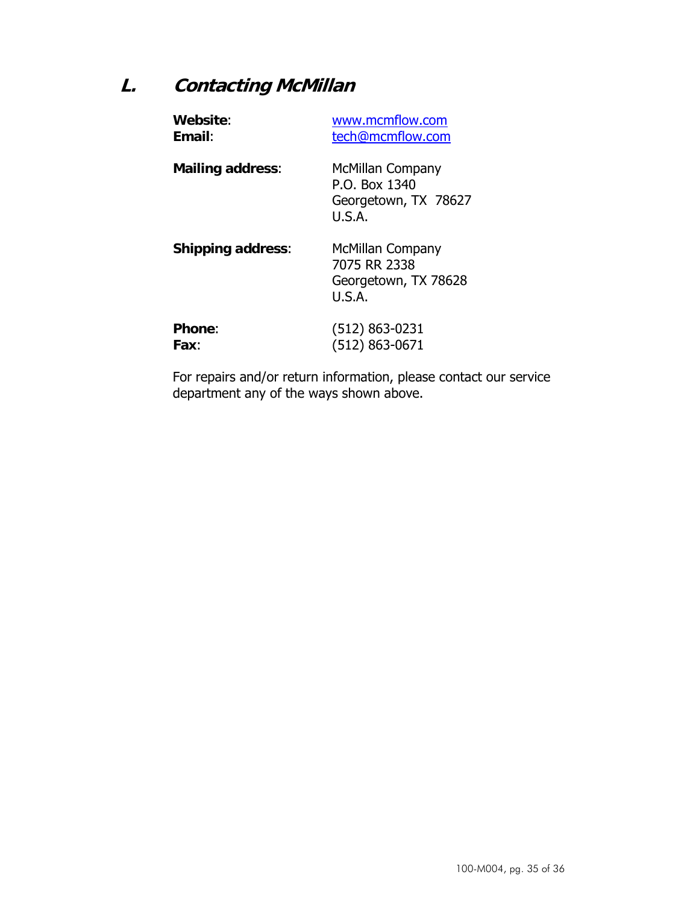## L. *Contacting McMillan*

| | |
|---|---|
| **Website**: | www.mcmflow.com |
| **Email**: | tech@mcmflow.com |
| **Mailing address**: | McMillan Company<br>P.O. Box 1340<br>Georgetown, TX 78627<br>U.S.A. |
| **Shipping address**: | McMillan Company<br>7075 RR 2338<br>Georgetown, TX 78628<br>U.S.A. |
| **Phone**: | (512) 863-0231 |
| **Fax**: | (512) 863-0671 |

For repairs and/or return information, please contact our service department any of the ways shown above.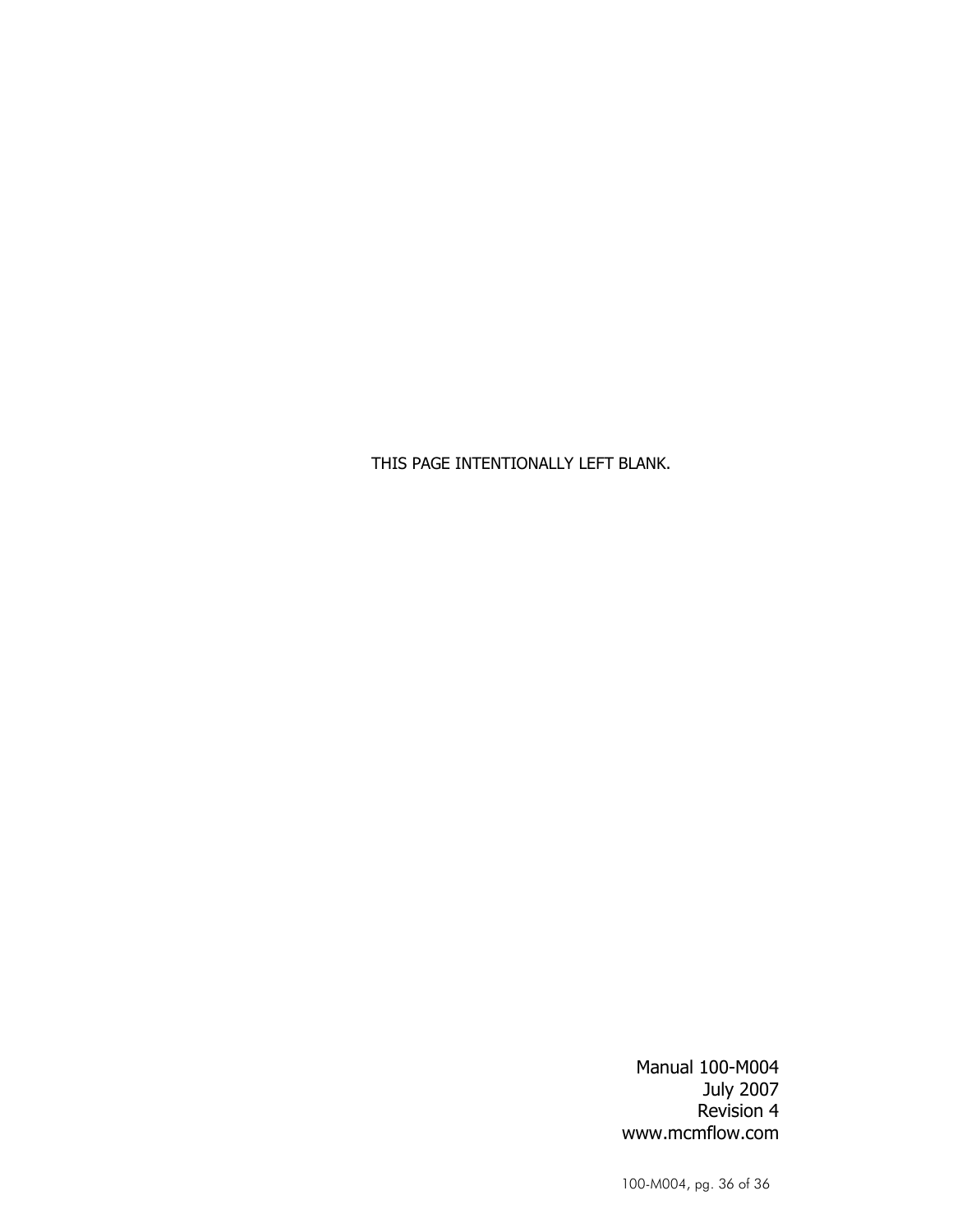THIS PAGE INTENTIONALLY LEFT BLANK.

Manual 100-M004
July 2007
Revision 4
www.mcmflow.com